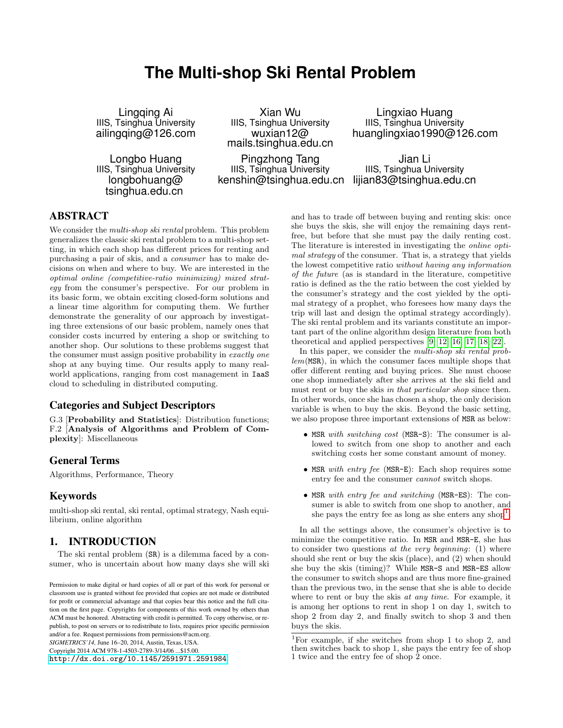# The Multi-shop Ski Rental Problem

Lingqing Ai
IIIS, Tsinghua University
ailingqing@126.com

Xian Wu
IIIS, Tsinghua University
wuxian12@mails.tsinghua.edu.cn

Lingxiao Huang
IIIS, Tsinghua University
huanglingxiao1990@126.com

Longbo Huang
IIIS, Tsinghua University
longbohuang@tsinghua.edu.cn

Pingzhong Tang
IIIS, Tsinghua University
kenshin@tsinghua.edu.cn

Jian Li
IIIS, Tsinghua University
lijian83@tsinghua.edu.cn

## ABSTRACT

We consider the *multi-shop ski rental* problem. This problem generalizes the classic ski rental problem to a multi-shop setting, in which each shop has different prices for renting and purchasing a pair of skis, and a *consumer* has to make decisions on when and where to buy. We are interested in the *optimal online (competitive-ratio minimizing) mixed strategy* from the consumer's perspective. For our problem in its basic form, we obtain exciting closed-form solutions and a linear time algorithm for computing them. We further demonstrate the generality of our approach by investigating three extensions of our basic problem, namely ones that consider costs incurred by entering a shop or switching to another shop. Our solutions to these problems suggest that the consumer must assign positive probability in *exactly one* shop at any buying time. Our results apply to many real-world applications, ranging from cost management in IaaS cloud to scheduling in distributed computing.

### Categories and Subject Descriptors

G.3 [**Probability and Statistics**]: Distribution functions; F.2 [**Analysis of Algorithms and Problem of Complexity**]: Miscellaneous

### General Terms

Algorithms, Performance, Theory

### Keywords

multi-shop ski rental, ski rental, optimal strategy, Nash equilibrium, online algorithm

## 1. INTRODUCTION

The ski rental problem (SR) is a dilemma faced by a consumer, who is uncertain about how many days she will ski and has to trade off between buying and renting skis: once she buys the skis, she will enjoy the remaining days rent-free, but before that she must pay the daily renting cost. The literature is interested in investigating the *online optimal strategy* of the consumer. That is, a strategy that yields the lowest competitive ratio *without having any information of the future* (as is standard in the literature, competitive ratio is defined as the the ratio between the cost yielded by the consumer's strategy and the cost yielded by the optimal strategy of a prophet, who foresees how many days the trip will last and design the optimal strategy accordingly). The ski rental problem and its variants constitute an important part of the online algorithm design literature from both theoretical and applied perspectives [9, 12, 16, 17, 18, 22].

In this paper, we consider the *multi-shop ski rental problem*(MSR), in which the consumer faces multiple shops that offer different renting and buying prices. She must choose one shop immediately after she arrives at the ski field and must rent or buy the skis *in that particular shop* since then. In other words, once she has chosen a shop, the only decision variable is when to buy the skis. Beyond the basic setting, we also propose three important extensions of MSR as below:

- MSR *with switching cost* (MSR-S): The consumer is allowed to switch from one shop to another and each switching costs her some constant amount of money.
- MSR *with entry fee* (MSR-E): Each shop requires some entry fee and the consumer *cannot* switch shops.
- MSR *with entry fee and switching* (MSR-ES): The consumer is able to switch from one shop to another, and she pays the entry fee as long as she enters any shop[1].

In all the settings above, the consumer's objective is to minimize the competitive ratio. In MSR and MSR-E, she has to consider two questions *at the very beginning*: (1) where should she rent or buy the skis (place), and (2) when should she buy the skis (timing)? While MSR-S and MSR-ES allow the consumer to switch shops and are thus more fine-grained than the previous two, in the sense that she is able to decide where to rent or buy the skis *at any time*. For example, it is among her options to rent in shop 1 on day 1, switch to shop 2 from day 2, and finally switch to shop 3 and then buys the skis.

[1]For example, if she switches from shop 1 to shop 2, and then switches back to shop 1, she pays the entry fee of shop 1 twice and the entry fee of shop 2 once.

Permission to make digital or hard copies of all or part of this work for personal or classroom use is granted without fee provided that copies are not made or distributed for profit or commercial advantage and that copies bear this notice and the full citation on the first page. Copyrights for components of this work owned by others than ACM must be honored. Abstracting with credit is permitted. To copy otherwise, or republish, to post on servers or to redistribute to lists, requires prior specific permission and/or a fee. Request permissions from permissions@acm.org.
*SIGMETRICS'14,* June 16–20, 2014, Austin, Texas, USA.
Copyright 2014 ACM 978-1-4503-2789-3/14/06 ...$15.00.
http://dx.doi.org/10.1145/2591971.2591984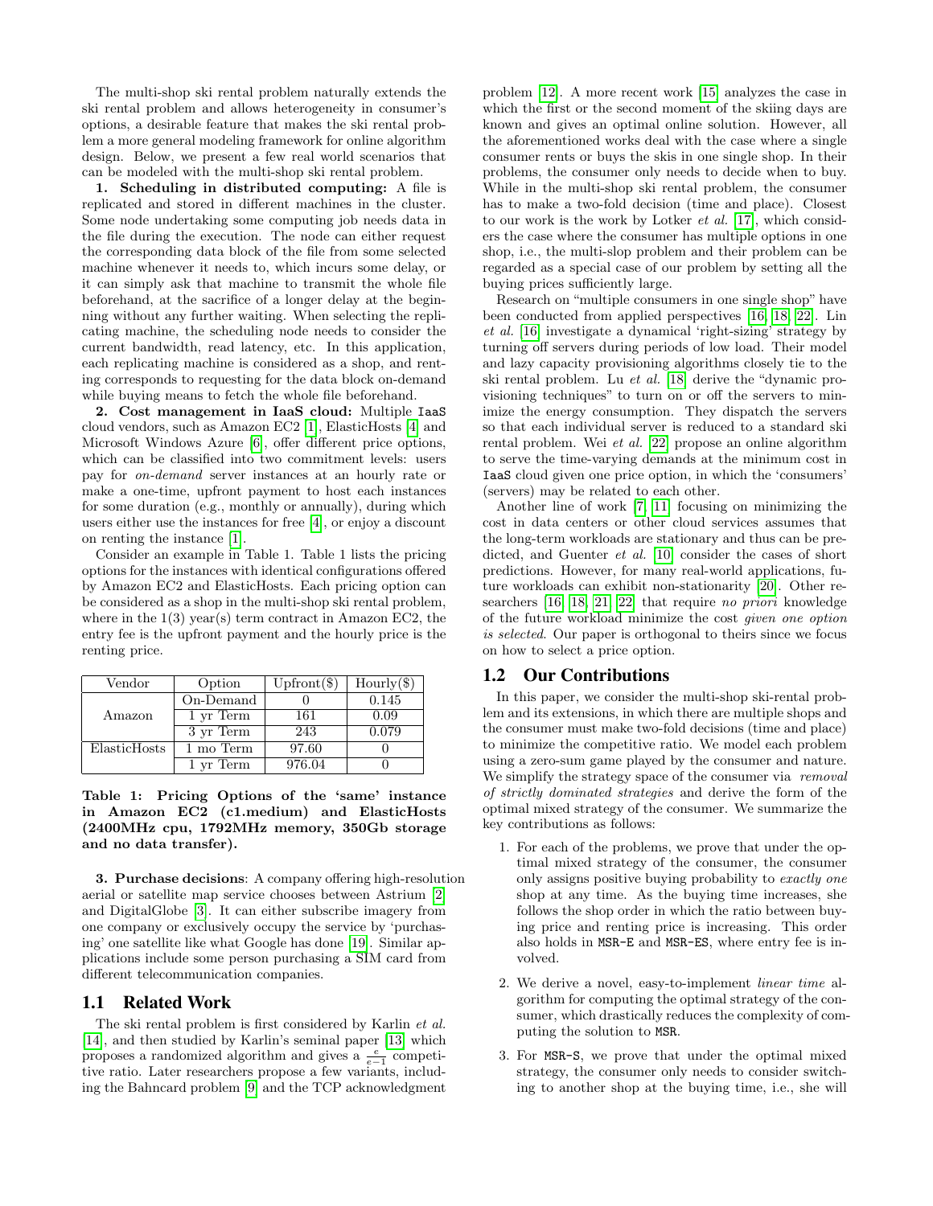The multi-shop ski rental problem naturally extends the ski rental problem and allows heterogeneity in consumer's options, a desirable feature that makes the ski rental problem a more general modeling framework for online algorithm design. Below, we present a few real world scenarios that can be modeled with the multi-shop ski rental problem.

**1. Scheduling in distributed computing:** A file is replicated and stored in different machines in the cluster. Some node undertaking some computing job needs data in the file during the execution. The node can either request the corresponding data block of the file from some selected machine whenever it needs to, which incurs some delay, or it can simply ask that machine to transmit the whole file beforehand, at the sacrifice of a longer delay at the beginning without any further waiting. When selecting the replicating machine, the scheduling node needs to consider the current bandwidth, read latency, etc. In this application, each replicating machine is considered as a shop, and renting corresponds to requesting for the data block on-demand while buying means to fetch the whole file beforehand.

**2. Cost management in IaaS cloud:** Multiple IaaS cloud vendors, such as Amazon EC2 [1], ElasticHosts [4] and Microsoft Windows Azure [6], offer different price options, which can be classified into two commitment levels: users pay for *on-demand* server instances at an hourly rate or make a one-time, upfront payment to host each instances for some duration (e.g., monthly or annually), during which users either use the instances for free [4], or enjoy a discount on renting the instance [1].

Consider an example in Table 1. Table 1 lists the pricing options for the instances with identical configurations offered by Amazon EC2 and ElasticHosts. Each pricing option can be considered as a shop in the multi-shop ski rental problem, where in the 1(3) year(s) term contract in Amazon EC2, the entry fee is the upfront payment and the hourly price is the renting price.

| Vendor | Option | Upfront($) | Hourly($) |
|---|---|---|---|
| Amazon | On-Demand | 0 | 0.145 |
| | 1 yr Term | 161 | 0.09 |
| | 3 yr Term | 243 | 0.079 |
| ElasticHosts | 1 mo Term | 97.60 | 0 |
| | 1 yr Term | 976.04 | 0 |

**Table 1: Pricing Options of the 'same' instance in Amazon EC2 (c1.medium) and ElasticHosts (2400MHz cpu, 1792MHz memory, 350Gb storage and no data transfer).**

**3. Purchase decisions**: A company offering high-resolution aerial or satellite map service chooses between Astrium [2] and DigitalGlobe [3]. It can either subscribe imagery from one company or exclusively occupy the service by 'purchasing' one satellite like what Google has done [19]. Similar applications include some person purchasing a SIM card from different telecommunication companies.

## 1.1 Related Work

The ski rental problem is first considered by Karlin *et al.* [14], and then studied by Karlin's seminal paper [13] which proposes a randomized algorithm and gives a $\frac{e}{e-1}$ competitive ratio. Later researchers propose a few variants, including the Bahncard problem [9] and the TCP acknowledgment problem [12]. A more recent work [15] analyzes the case in which the first or the second moment of the skiing days are known and gives an optimal online solution. However, all the aforementioned works deal with the case where a single consumer rents or buys the skis in one single shop. In their problems, the consumer only needs to decide when to buy. While in the multi-shop ski rental problem, the consumer has to make a two-fold decision (time and place). Closest to our work is the work by Lotker *et al.* [17], which considers the case where the consumer has multiple options in one shop, i.e., the multi-slop problem and their problem can be regarded as a special case of our problem by setting all the buying prices sufficiently large.

Research on "multiple consumers in one single shop" have been conducted from applied perspectives [16, 18, 22]. Lin *et al.* [16] investigate a dynamical 'right-sizing' strategy by turning off servers during periods of low load. Their model and lazy capacity provisioning algorithms closely tie to the ski rental problem. Lu *et al.* [18] derive the "dynamic provisioning techniques" to turn on or off the servers to minimize the energy consumption. They dispatch the servers so that each individual server is reduced to a standard ski rental problem. Wei *et al.* [22] propose an online algorithm to serve the time-varying demands at the minimum cost in IaaS cloud given one price option, in which the 'consumers' (servers) may be related to each other.

Another line of work [7, 11] focusing on minimizing the cost in data centers or other cloud services assumes that the long-term workloads are stationary and thus can be predicted, and Guenter *et al.* [10] consider the cases of short predictions. However, for many real-world applications, future workloads can exhibit non-stationarity [20]. Other researchers [16, 18, 21, 22] that require *no priori* knowledge of the future workload minimize the cost *given one option is selected*. Our paper is orthogonal to theirs since we focus on how to select a price option.

## 1.2 Our Contributions

In this paper, we consider the multi-shop ski-rental problem and its extensions, in which there are multiple shops and the consumer must make two-fold decisions (time and place) to minimize the competitive ratio. We model each problem using a zero-sum game played by the consumer and nature. We simplify the strategy space of the consumer via *removal of strictly dominated strategies* and derive the form of the optimal mixed strategy of the consumer. We summarize the key contributions as follows:

1. For each of the problems, we prove that under the optimal mixed strategy of the consumer, the consumer only assigns positive buying probability to *exactly one* shop at any time. As the buying time increases, she follows the shop order in which the ratio between buying price and renting price is increasing. This order also holds in MSR-E and MSR-ES, where entry fee is involved.
2. We derive a novel, easy-to-implement *linear time* algorithm for computing the optimal strategy of the consumer, which drastically reduces the complexity of computing the solution to MSR.
3. For MSR-S, we prove that under the optimal mixed strategy, the consumer only needs to consider switching to another shop at the buying time, i.e., she will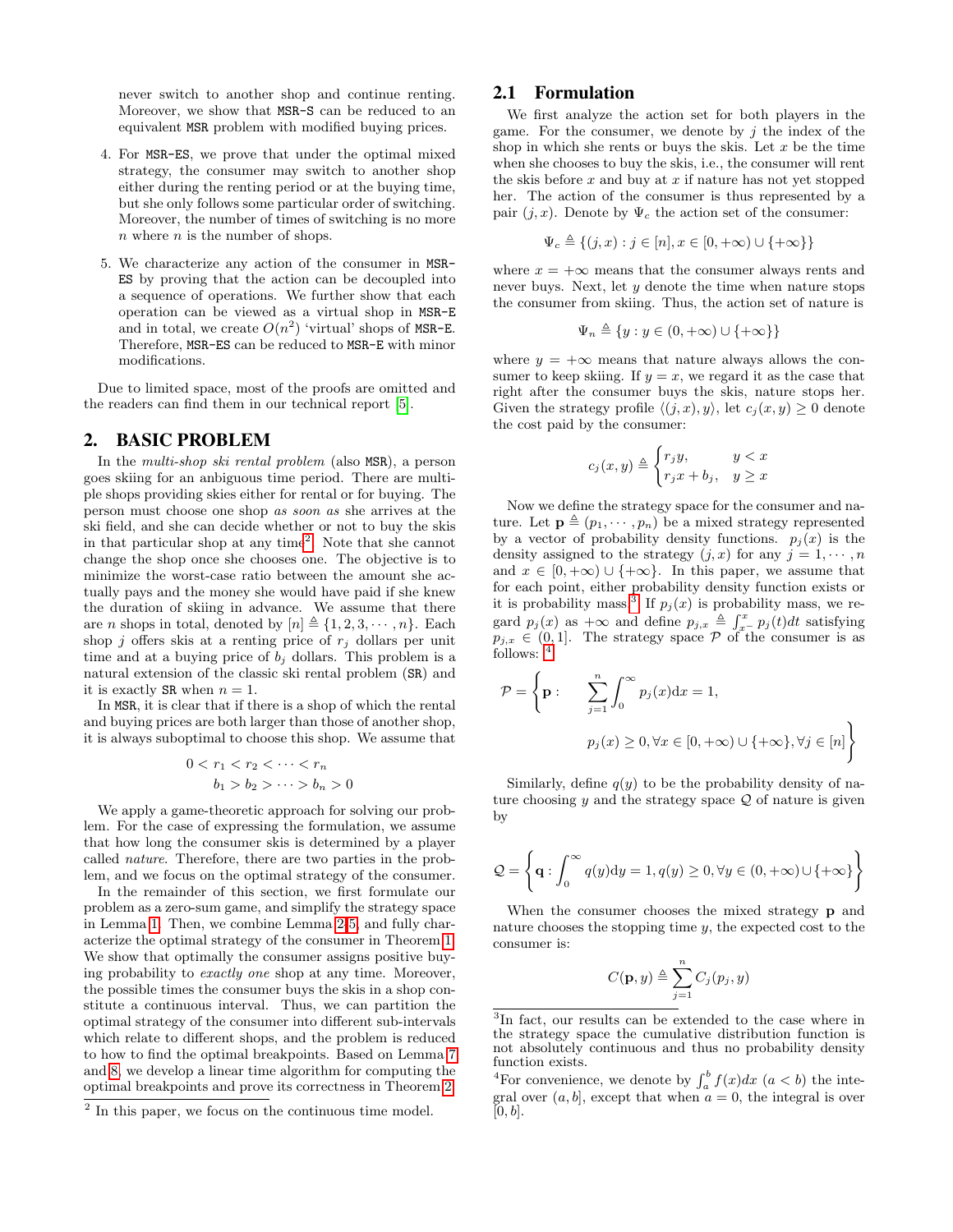never switch to another shop and continue renting. Moreover, we show that MSR-S can be reduced to an equivalent MSR problem with modified buying prices.

4. For MSR-ES, we prove that under the optimal mixed strategy, the consumer may switch to another shop either during the renting period or at the buying time, but she only follows some particular order of switching. Moreover, the number of times of switching is no more $n$ where $n$ is the number of shops.

5. We characterize any action of the consumer in MSR-ES by proving that the action can be decoupled into a sequence of operations. We further show that each operation can be viewed as a virtual shop in MSR-E and in total, we create $O(n^2)$ 'virtual' shops of MSR-E. Therefore, MSR-ES can be reduced to MSR-E with minor modifications.

Due to limited space, most of the proofs are omitted and the readers can find them in our technical report [5].

# 2. BASIC PROBLEM

In the *multi-shop ski rental problem* (also MSR), a person goes skiing for an ambiguous time period. There are multiple shops providing skies either for rental or for buying. The person must choose one shop *as soon as* she arrives at the ski field, and she can decide whether or not to buy the skis in that particular shop at any time[2]. Note that she cannot change the shop once she chooses one. The objective is to minimize the worst-case ratio between the amount she actually pays and the money she would have paid if she knew the duration of skiing in advance. We assume that there are $n$ shops in total, denoted by $[n] \triangleq \{1, 2, 3, \cdots, n\}$. Each shop $j$ offers skis at a renting price of $r_j$ dollars per unit time and at a buying price of $b_j$ dollars. This problem is a natural extension of the classic ski rental problem (SR) and it is exactly SR when $n = 1$.

In MSR, it is clear that if there is a shop of which the rental and buying prices are both larger than those of another shop, it is always suboptimal to choose this shop. We assume that

$$0 < r_1 < r_2 < \cdots < r_n$$
$$b_1 > b_2 > \cdots > b_n > 0$$

We apply a game-theoretic approach for solving our problem. For the case of expressing the formulation, we assume that how long the consumer skis is determined by a player called *nature*. Therefore, there are two parties in the problem, and we focus on the optimal strategy of the consumer.

In the remainder of this section, we first formulate our problem as a zero-sum game, and simplify the strategy space in Lemma 1. Then, we combine Lemma 2-5, and fully characterize the optimal strategy of the consumer in Theorem 1. We show that optimally the consumer assigns positive buying probability to *exactly one* shop at any time. Moreover, the possible times the consumer buys the skis in a shop constitute a continuous interval. Thus, we can partition the optimal strategy of the consumer into different sub-intervals which relate to different shops, and the problem is reduced to how to find the optimal breakpoints. Based on Lemma 7 and 8, we develop a linear time algorithm for computing the optimal breakpoints and prove its correctness in Theorem 2.

[2] In this paper, we focus on the continuous time model.

## 2.1 Formulation

We first analyze the action set for both players in the game. For the consumer, we denote by $j$ the index of the shop in which she rents or buys the skis. Let $x$ be the time when she chooses to buy the skis, i.e., the consumer will rent the skis before $x$ and buy at $x$ if nature has not yet stopped her. The action of the consumer is thus represented by a pair $(j, x)$. Denote by $\Psi_c$ the action set of the consumer:

$$\Psi_c \triangleq \{(j, x) : j \in [n], x \in [0, +\infty) \cup \{+\infty\}\}$$

where $x = +\infty$ means that the consumer always rents and never buys. Next, let $y$ denote the time when nature stops the consumer from skiing. Thus, the action set of nature is

$$\Psi_n \triangleq \{y : y \in (0, +\infty) \cup \{+\infty\}\}$$

where $y = +\infty$ means that nature always allows the consumer to keep skiing. If $y = x$, we regard it as the case that right after the consumer buys the skis, nature stops her. Given the strategy profile $\langle (j, x), y \rangle$, let $c_j(x, y) \geq 0$ denote the cost paid by the consumer:

$$c_j(x, y) \triangleq \begin{cases} r_j y, & y < x \\ r_j x + b_j, & y \geq x \end{cases}$$

Now we define the strategy space for the consumer and nature. Let $\mathbf{p} \triangleq (p_1, \cdots, p_n)$ be a mixed strategy represented by a vector of probability density functions. $p_j(x)$ is the density assigned to the strategy $(j, x)$ for any $j = 1, \cdots, n$ and $x \in [0, +\infty) \cup \{+\infty\}$. In this paper, we assume that for each point, either probability density function exists or it is probability mass.[3] If $p_j(x)$ is probability mass, we regard $p_j(x)$ as $+\infty$ and define $p_{j,x} \triangleq \int_{x^-}^{x} p_j(t)dt$ satisfying $p_{j,x} \in (0, 1]$. The strategy space $\mathcal{P}$ of the consumer is as follows: [4]

$$\mathcal{P} = \left\{ \mathbf{p} : \quad \sum_{j=1}^{n} \int_0^{\infty} p_j(x)\mathrm{d}x = 1, \right.$$
$$\left. p_j(x) \geq 0, \forall x \in [0, +\infty) \cup \{+\infty\}, \forall j \in [n] \right\}$$

Similarly, define $q(y)$ to be the probability density of nature choosing $y$ and the strategy space $\mathcal{Q}$ of nature is given by

$$\mathcal{Q} = \left\{ \mathbf{q} : \int_0^{\infty} q(y)\mathrm{d}y = 1, q(y) \geq 0, \forall y \in (0, +\infty) \cup \{+\infty\} \right\}$$

When the consumer chooses the mixed strategy $\mathbf{p}$ and nature chooses the stopping time $y$, the expected cost to the consumer is:

$$C(\mathbf{p}, y) \triangleq \sum_{j=1}^{n} C_j(p_j, y)$$

[3] In fact, our results can be extended to the case where in the strategy space the cumulative distribution function is not absolutely continuous and thus no probability density function exists.

[4] For convenience, we denote by $\int_a^b f(x)dx$ $(a < b)$ the integral over $(a, b]$, except that when $a = 0$, the integral is over $[0, b]$.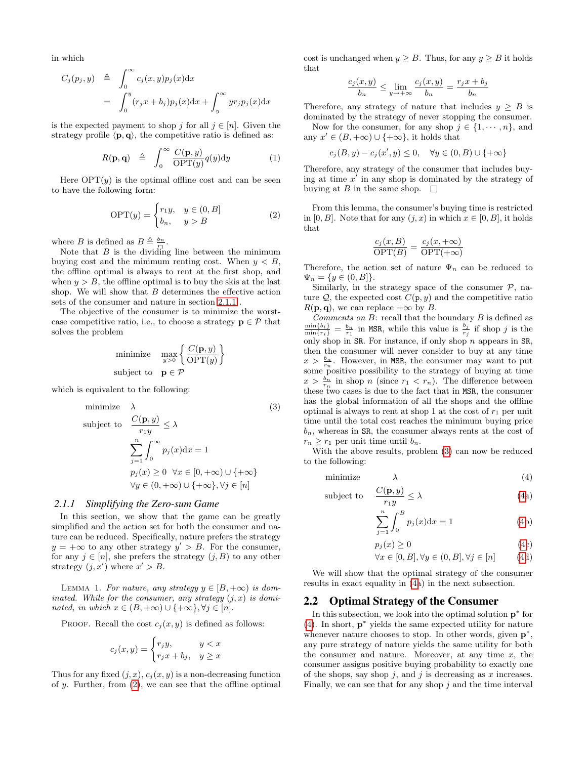in which

$$
\begin{aligned}
C_j(p_j, y) \quad &\triangleq \quad \int_0^\infty c_j(x,y)p_j(x)\mathrm{d}x \\
&= \quad \int_0^y (r_jx + b_j)p_j(x)\mathrm{d}x + \int_y^\infty y r_j p_j(x)\mathrm{d}x
\end{aligned}
$$

is the expected payment to shop $j$ for all $j \in [n]$. Given the strategy profile $\langle \mathbf{p}, \mathbf{q}\rangle$, the competitive ratio is defined as:

$$
R(\mathbf{p}, \mathbf{q}) \quad \triangleq \quad \int_0^\infty \frac{C(\mathbf{p}, y)}{\mathrm{OPT}(y)} q(y)\mathrm{d}y \tag{1}
$$

Here $\mathrm{OPT}(y)$ is the optimal offline cost and can be seen to have the following form:

$$
\mathrm{OPT}(y) = \begin{cases} r_1 y, & y \in (0, B] \\ b_n, & y > B \end{cases} \tag{2}
$$

where $B$ is defined as $B \triangleq \frac{b_n}{r_1}$.

Note that $B$ is the dividing line between the minimum buying cost and the minimum renting cost. When $y < B$, the offline optimal is always to rent at the first shop, and when $y > B$, the offline optimal is to buy the skis at the last shop. We will show that $B$ determines the effective action sets of the consumer and nature in section 2.1.1.

The objective of the consumer is to minimize the worst-case competitive ratio, i.e., to choose a strategy $\mathbf{p} \in \mathcal{P}$ that solves the problem

$$
\begin{aligned}
&\text{minimize} \quad \max_{y>0} \left\{ \frac{C(\mathbf{p}, y)}{\mathrm{OPT}(y)} \right\} \\
&\text{subject to} \quad \mathbf{p} \in \mathcal{P}
\end{aligned}
$$

which is equivalent to the following:

$$
\begin{aligned}
\text{minimize} \quad & \lambda && (3) \\
\text{subject to} \quad & \frac{C(\mathbf{p}, y)}{r_1 y} \le \lambda \\
& \sum_{j=1}^n \int_0^\infty p_j(x)\mathrm{d}x = 1 \\
& p_j(x) \ge 0 \ \ \forall x \in [0, +\infty) \cup \{+\infty\} \\
& \forall y \in (0, +\infty) \cup \{+\infty\}, \forall j \in [n]
\end{aligned}
$$

### 2.1.1 *Simplifying the Zero-sum Game*

In this section, we show that the game can be greatly simplified and the action set for both the consumer and nature can be reduced. Specifically, nature prefers the strategy $y = +\infty$ to any other strategy $y' > B$. For the consumer, for any $j \in [n]$, she prefers the strategy $(j, B)$ to any other strategy $(j, x')$ where $x' > B$.

LEMMA 1. *For nature, any strategy $y \in [B, +\infty)$ is dominated. While for the consumer, any strategy $(j, x)$ is dominated, in which $x \in (B, +\infty) \cup \{+\infty\}, \forall j \in [n]$.*

PROOF. Recall the cost $c_j(x, y)$ is defined as follows:

$$
c_j(x, y) = \begin{cases} r_j y, & y < x \\ r_j x + b_j, & y \ge x \end{cases}
$$

Thus for any fixed $(j, x)$, $c_j(x, y)$ is a non-decreasing function of $y$. Further, from (2), we can see that the offline optimal cost is unchanged when $y \ge B$. Thus, for any $y \ge B$ it holds that

$$
\frac{c_j(x, y)}{b_n} \le \lim_{y \to +\infty} \frac{c_j(x, y)}{b_n} = \frac{r_j x + b_j}{b_n}
$$

Therefore, any strategy of nature that includes $y \ge B$ is dominated by the strategy of never stopping the consumer.

Now for the consumer, for any shop $j \in \{1, \cdots, n\}$, and any $x' \in (B, +\infty) \cup \{+\infty\}$, it holds that

$$
c_j(B, y) - c_j(x', y) \le 0, \quad \forall y \in (0, B) \cup \{+\infty\}
$$

Therefore, any strategy of the consumer that includes buying at time $x'$ in any shop is dominated by the strategy of buying at $B$ in the same shop. $\square$

From this lemma, the consumer's buying time is restricted in $[0, B]$. Note that for any $(j, x)$ in which $x \in [0, B]$, it holds that

$$
\frac{c_j(x, B)}{\mathrm{OPT}(B)} = \frac{c_j(x, +\infty)}{\mathrm{OPT}(+\infty)}
$$

Therefore, the action set of nature $\Psi_n$ can be reduced to $\Psi_n = \{y \in (0, B]\}$.

Similarly, in the strategy space of the consumer $\mathcal{P}$, nature $\mathcal{Q}$, the expected cost $C(\mathbf{p}, y)$ and the competitive ratio $R(\mathbf{p}, \mathbf{q})$, we can replace $+\infty$ by $B$.

*Comments on* $B$: recall that the boundary $B$ is defined as $\frac{\min\{b_i\}}{\min\{r_i\}} = \frac{b_n}{r_1}$ in MSR, while this value is $\frac{b_j}{r_j}$ if shop $j$ is the only shop in SR. For instance, if only shop $n$ appears in SR, then the consumer will never consider to buy at any time $x > \frac{b_n}{r_n}$. However, in MSR, the consumer may want to put some positive possibility to the strategy of buying at time $x > \frac{b_n}{r_n}$ in shop $n$ (since $r_1 < r_n$). The difference between these two cases is due to the fact that in MSR, the consumer has the global information of all the shops and the offline optimal is always to rent at shop 1 at the cost of $r_1$ per unit time until the total cost reaches the minimum buying price $b_n$, whereas in SR, the consumer always rents at the cost of $r_n \ge r_1$ per unit time until $b_n$.

With the above results, problem (3) can now be reduced to the following:

$$
\begin{aligned}
\text{minimize} \quad & \lambda && (4) \\
\text{subject to} \quad & \frac{C(\mathbf{p}, y)}{r_1 y} \le \lambda && (4a) \\
& \sum_{j=1}^n \int_0^B p_j(x)\mathrm{d}x = 1 && (4b) \\
& p_j(x) \ge 0 && (4c) \\
& \forall x \in [0, B], \forall y \in (0, B], \forall j \in [n] && (4d)
\end{aligned}
$$

We will show that the optimal strategy of the consumer results in exact equality in (4a) in the next subsection.

## 2.2 Optimal Strategy of the Consumer

In this subsection, we look into the optimal solution $\mathbf{p}^*$ for (4). In short, $\mathbf{p}^*$ yields the same expected utility for nature whenever nature chooses to stop. In other words, given $\mathbf{p}^*$, any pure strategy of nature yields the same utility for both the consumer and nature. Moreover, at any time $x$, the consumer assigns positive buying probability to exactly one of the shops, say shop $j$, and $j$ is decreasing as $x$ increases. Finally, we can see that for any shop $j$ and the time interval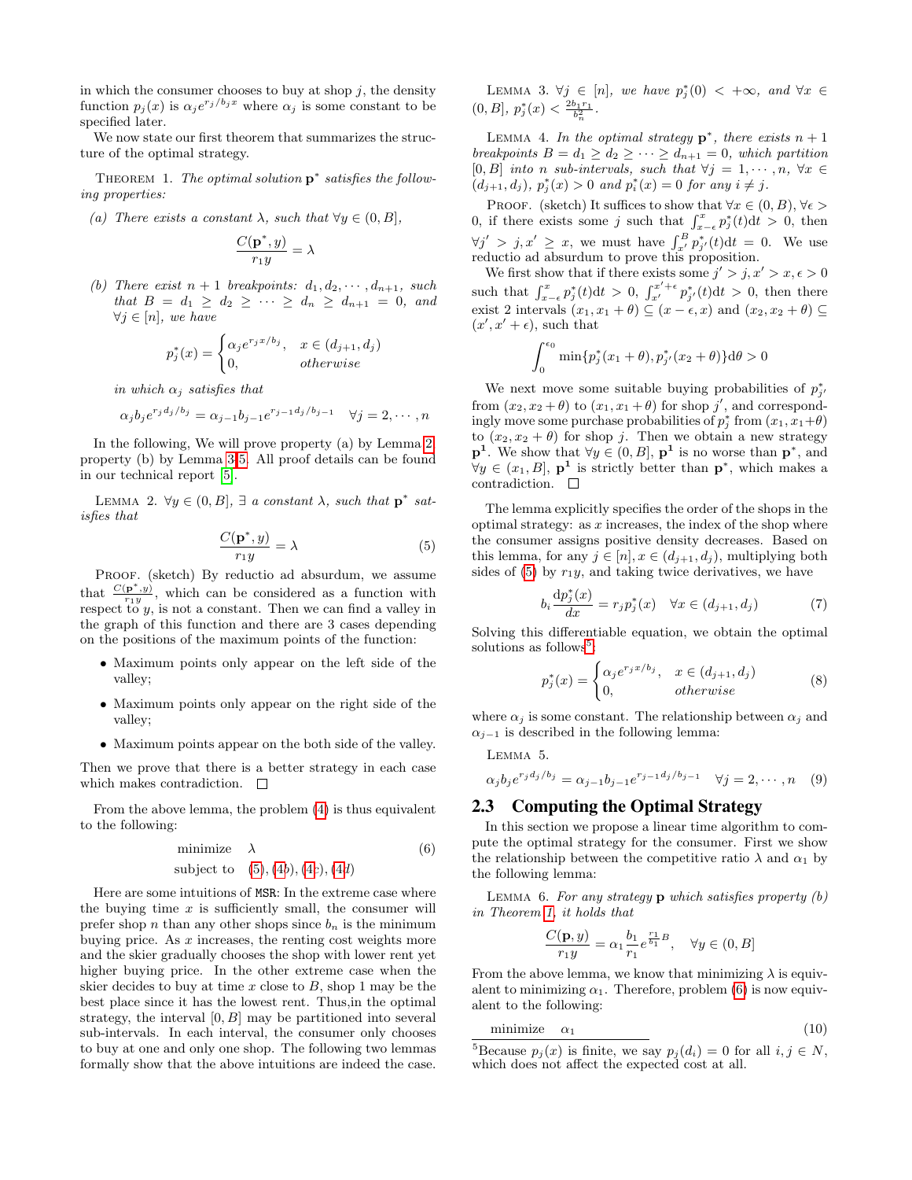in which the consumer chooses to buy at shop $j$, the density function $p_j(x)$ is $\alpha_j e^{r_j/b_j x}$ where $\alpha_j$ is some constant to be specified later.

We now state our first theorem that summarizes the structure of the optimal strategy.

THEOREM 1. *The optimal solution* $\mathbf{p}^*$ *satisfies the following properties:*

*(a) There exists a constant* $\lambda$*, such that* $\forall y \in (0, B]$,

$$\frac{C(\mathbf{p}^*, y)}{r_1 y} = \lambda$$

*(b) There exist* $n+1$ *breakpoints:* $d_1, d_2, \cdots, d_{n+1}$*, such that* $B = d_1 \geq d_2 \geq \cdots \geq d_n \geq d_{n+1} = 0$*, and* $\forall j \in [n]$*, we have*

$$p_j^*(x) = \begin{cases} \alpha_j e^{r_j x / b_j}, & x \in (d_{j+1}, d_j) \\ 0, & \text{otherwise} \end{cases}$$

*in which* $\alpha_j$ *satisfies that*

$$\alpha_j b_j e^{r_j d_j / b_j} = \alpha_{j-1} b_{j-1} e^{r_{j-1} d_j / b_{j-1}} \quad \forall j = 2, \cdots, n$$

In the following, We will prove property (a) by Lemma 2, property (b) by Lemma 3-5. All proof details can be found in our technical report [5].

LEMMA 2. $\forall y \in (0, B]$*,* $\exists$ *a constant* $\lambda$*, such that* $\mathbf{p}^*$ *satisfies that*

$$\frac{C(\mathbf{p}^*, y)}{r_1 y} = \lambda \tag{5}$$

PROOF. (sketch) By reductio ad absurdum, we assume that $\frac{C(\mathbf{p}^*, y)}{r_1 y}$, which can be considered as a function with respect to $y$, is not a constant. Then we can find a valley in the graph of this function and there are 3 cases depending on the positions of the maximum points of the function:

- Maximum points only appear on the left side of the valley;
- Maximum points only appear on the right side of the valley;
- Maximum points appear on the both side of the valley.

Then we prove that there is a better strategy in each case which makes contradiction. □

From the above lemma, the problem (4) is thus equivalent to the following:

$$\begin{aligned} \text{minimize} \quad & \lambda \\ \text{subject to} \quad & (5), (4b), (4c), (4d) \end{aligned} \tag{6}$$

Here are some intuitions of MSR: In the extreme case where the buying time $x$ is sufficiently small, the consumer will prefer shop $n$ than any other shops since $b_n$ is the minimum buying price. As $x$ increases, the renting cost weights more and the skier gradually chooses the shop with lower rent yet higher buying price. In the other extreme case when the skier decides to buy at time $x$ close to $B$, shop 1 may be the best place since it has the lowest rent. Thus,in the optimal strategy, the interval $[0, B]$ may be partitioned into several sub-intervals. In each interval, the consumer only chooses to buy at one and only one shop. The following two lemmas formally show that the above intuitions are indeed the case.

LEMMA 3. $\forall j \in [n]$*, we have* $p_j^*(0) < +\infty$*, and* $\forall x \in (0, B]$*,* $p_j^*(x) < \frac{2b_1 r_1}{b_n^2}$*.*

LEMMA 4. *In the optimal strategy* $\mathbf{p}^*$*, there exists* $n+1$ *breakpoints* $B = d_1 \geq d_2 \geq \cdots \geq d_{n+1} = 0$*, which partition* $[0, B]$ *into* $n$ *sub-intervals, such that* $\forall j = 1, \cdots, n$*,* $\forall x \in (d_{j+1}, d_j)$*,* $p_j^*(x) > 0$ *and* $p_i^*(x) = 0$ *for any* $i \neq j$*.*

PROOF. (sketch) It suffices to show that $\forall x \in (0, B)$, $\forall \epsilon > 0$, if there exists some $j$ such that $\int_{x-\epsilon}^{x} p_j^*(t)\mathrm{d}t > 0$, then $\forall j' > j, x' \geq x$, we must have $\int_{x'}^{B} p_{j'}^*(t)\mathrm{d}t = 0$. We use reductio ad absurdum to prove this proposition.

We first show that if there exists some $j' > j, x' > x, \epsilon > 0$ such that $\int_{x-\epsilon}^{x} p_j^*(t)\mathrm{d}t > 0$, $\int_{x'}^{x'+\epsilon} p_{j'}^*(t)\mathrm{d}t > 0$, then there exist 2 intervals $(x_1, x_1+\theta) \subseteq (x-\epsilon, x)$ and $(x_2, x_2+\theta) \subseteq (x', x'+\epsilon)$, such that

$$\int_0^{\epsilon_0} \min\{p_j^*(x_1+\theta), p_{j'}^*(x_2+\theta)\}\mathrm{d}\theta > 0$$

We next move some suitable buying probabilities of $p_{j'}^*$ from $(x_2, x_2+\theta)$ to $(x_1, x_1+\theta)$ for shop $j'$, and correspondingly move some purchase probabilities of $p_j^*$ from $(x_1, x_1+\theta)$ to $(x_2, x_2+\theta)$ for shop $j$. Then we obtain a new strategy $\mathbf{p^1}$. We show that $\forall y \in (0, B]$, $\mathbf{p^1}$ is no worse than $\mathbf{p}^*$, and $\forall y \in (x_1, B]$, $\mathbf{p^1}$ is strictly better than $\mathbf{p}^*$, which makes a contradiction. □

The lemma explicitly specifies the order of the shops in the optimal strategy: as $x$ increases, the index of the shop where the consumer assigns positive density decreases. Based on this lemma, for any $j \in [n], x \in (d_{j+1}, d_j)$, multiplying both sides of (5) by $r_1 y$, and taking twice derivatives, we have

$$b_i \frac{\mathrm{d}p_j^*(x)}{dx} = r_j p_j^*(x) \quad \forall x \in (d_{j+1}, d_j) \tag{7}$$

Solving this differentiable equation, we obtain the optimal solutions as follows[5]:

$$p_j^*(x) = \begin{cases} \alpha_j e^{r_j x / b_j}, & x \in (d_{j+1}, d_j) \\ 0, & \text{otherwise} \end{cases} \tag{8}$$

where $\alpha_j$ is some constant. The relationship between $\alpha_j$ and $\alpha_{j-1}$ is described in the following lemma:

LEMMA 5.

$$\alpha_j b_j e^{r_j d_j / b_j} = \alpha_{j-1} b_{j-1} e^{r_{j-1} d_j / b_{j-1}} \quad \forall j = 2, \cdots, n \tag{9}$$

## 2.3 Computing the Optimal Strategy

In this section we propose a linear time algorithm to compute the optimal strategy for the consumer. First we show the relationship between the competitive ratio $\lambda$ and $\alpha_1$ by the following lemma:

LEMMA 6. *For any strategy* $\mathbf{p}$ *which satisfies property (b) in Theorem 1, it holds that*

$$\frac{C(\mathbf{p}, y)}{r_1 y} = \alpha_1 \frac{b_1}{r_1} e^{\frac{r_1}{b_1} B}, \quad \forall y \in (0, B]$$

From the above lemma, we know that minimizing $\lambda$ is equivalent to minimizing $\alpha_1$. Therefore, problem (6) is now equivalent to the following:

$$\text{minimize} \quad \alpha_1 \tag{10}$$

[5]Because $p_j(x)$ is finite, we say $p_j(d_i) = 0$ for all $i, j \in N$, which does not affect the expected cost at all.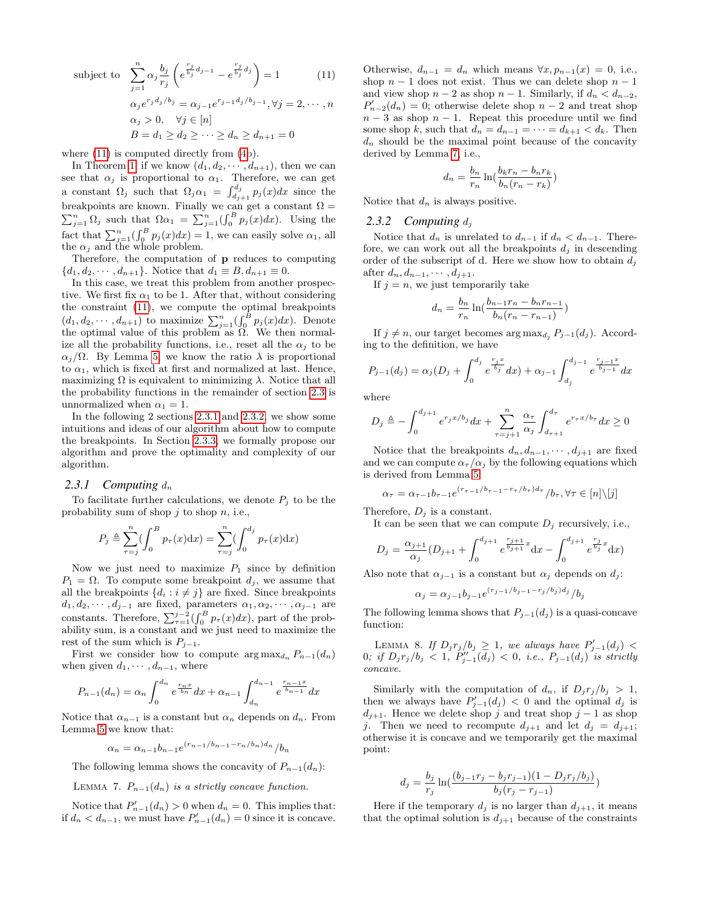$$\text{subject to} \quad \sum_{j=1}^{n} \alpha_j \frac{b_j}{r_j} \left( e^{\frac{r_j}{b_j} d_{j-1}} - e^{\frac{r_j}{b_j} d_j} \right) = 1 \tag{11}$$

$$\alpha_j e^{r_j d_j / b_j} = \alpha_{j-1} e^{r_{j-1} d_j / b_{j-1}}, \forall j = 2, \cdots, n$$

$$\alpha_j > 0, \quad \forall j \in [n]$$

$$B = d_1 \geq d_2 \geq \cdots \geq d_n \geq d_{n+1} = 0$$

where (11) is computed directly from (4b).

In Theorem 1, if we know $(d_1, d_2, \cdots, d_{n+1})$, then we can see that $\alpha_j$ is proportional to $\alpha_1$. Therefore, we can get a constant $\Omega_j$ such that $\Omega_j \alpha_1 = \int_{d_{j+1}}^{d_j} p_j(x)dx$ since the breakpoints are known. Finally we can get a constant $\Omega = \sum_{j=1}^{n} \Omega_j$ such that $\Omega \alpha_1 = \sum_{j=1}^{n} (\int_0^B p_j(x)dx)$. Using the fact that $\sum_{j=1}^{n} (\int_0^B p_j(x)dx) = 1$, we can easily solve $\alpha_1$, all the $\alpha_j$ and the whole problem.

Therefore, the computation of $\mathbf{p}$ reduces to computing $\{d_1, d_2, \cdots, d_{n+1}\}$. Notice that $d_1 \equiv B, d_{n+1} \equiv 0$.

In this case, we treat this problem from another prospective. We first fix $\alpha_1$ to be 1. After that, without considering the constraint (11), we compute the optimal breakpoints $(d_1, d_2, \cdots, d_{n+1})$ to maximize $\sum_{j=1}^{n} (\int_0^B p_j(x)dx)$. Denote the optimal value of this problem as $\Omega$. We then normalize all the probability functions, i.e., reset all the $\alpha_j$ to be $\alpha_j / \Omega$. By Lemma 5, we know the ratio $\lambda$ is proportional to $\alpha_1$, which is fixed at first and normalized at last. Hence, maximizing $\Omega$ is equivalent to minimizing $\lambda$. Notice that all the probability functions in the remainder of section 2.3 is unnormalized when $\alpha_1 = 1$.

In the following 2 sections 2.3.1 and 2.3.2, we show some intuitions and ideas of our algorithm about how to compute the breakpoints. In Section 2.3.3, we formally propose our algorithm and prove the optimality and complexity of our algorithm.

### 2.3.1 Computing $d_n$

To facilitate further calculations, we denote $P_j$ to be the probability sum of shop $j$ to shop $n$, i.e.,

$$P_j \triangleq \sum_{\tau=j}^{n} (\int_0^B p_\tau(x)\mathrm{d}x) = \sum_{\tau=j}^{n} (\int_0^{d_j} p_\tau(x)\mathrm{d}x)$$

Now we just need to maximize $P_1$ since by definition $P_1 = \Omega$. To compute some breakpoint $d_j$, we assume that all the breakpoints $\{d_i : i \neq j\}$ are fixed. Since breakpoints $d_1, d_2, \cdots, d_{j-1}$ are fixed, parameters $\alpha_1, \alpha_2, \cdots, \alpha_{j-1}$ are constants. Therefore, $\sum_{\tau=1}^{j-2} (\int_0^B p_\tau(x)dx)$, part of the probability sum, is a constant and we just need to maximize the rest of the sum which is $P_{j-1}$.

First we consider how to compute $\arg\max_{d_n} P_{n-1}(d_n)$ when given $d_1, \cdots, d_{n-1}$, where

$$P_{n-1}(d_n) = \alpha_n \int_0^{d_n} e^{\frac{r_n x}{b_n}} dx + \alpha_{n-1} \int_{d_n}^{d_{n-1}} e^{\frac{r_{n-1} x}{b_{n-1}}} dx$$

Notice that $\alpha_{n-1}$ is a constant but $\alpha_n$ depends on $d_n$. From Lemma 5 we know that:

$$\alpha_n = \alpha_{n-1} b_{n-1} e^{(r_{n-1}/b_{n-1} - r_n/b_n) d_n} / b_n$$

The following lemma shows the concavity of $P_{n-1}(d_n)$:

Lemma 7. *$P_{n-1}(d_n)$ is a strictly concave function.*

Notice that $P'_{n-1}(d_n) > 0$ when $d_n = 0$. This implies that: if $d_n < d_{n-1}$, we must have $P'_{n-1}(d_n) = 0$ since it is concave. Otherwise, $d_{n-1} = d_n$ which means $\forall x, p_{n-1}(x) = 0$, i.e., shop $n-1$ does not exist. Thus we can delete shop $n-1$ and view shop $n-2$ as shop $n-1$. Similarly, if $d_n < d_{n-2}$, $P'_{n-2}(d_n) = 0$; otherwise delete shop $n-2$ and treat shop $n-3$ as shop $n-1$. Repeat this procedure until we find some shop $k$, such that $d_n = d_{n-1} = \cdots = d_{k+1} < d_k$. Then $d_n$ should be the maximal point because of the concavity derived by Lemma 7, i.e.,

$$d_n = \frac{b_n}{r_n} \ln\left(\frac{b_k r_n - b_n r_k}{b_n (r_n - r_k)}\right)$$

Notice that $d_n$ is always positive.

### 2.3.2 Computing $d_j$

Notice that $d_n$ is unrelated to $d_{n-1}$ if $d_n < d_{n-1}$. Therefore, we can work out all the breakpoints $d_j$ in descending order of the subscript of d. Here we show how to obtain $d_j$ after $d_n, d_{n-1}, \cdots, d_{j+1}$.

If $j = n$, we just temporarily take

$$d_n = \frac{b_n}{r_n} \ln\left(\frac{b_{n-1} r_n - b_n r_{n-1}}{b_n (r_n - r_{n-1})}\right)$$

If $j \neq n$, our target becomes $\arg\max_{d_j} P_{j-1}(d_j)$. According to the definition, we have

$$P_{j-1}(d_j) = \alpha_j (D_j + \int_0^{d_j} e^{\frac{r_j x}{b_j}} dx) + \alpha_{j-1} \int_{d_j}^{d_{j-1}} e^{\frac{r_{j-1} x}{b_{j-1}}} dx$$

where

$$D_j \triangleq -\int_0^{d_{j+1}} e^{r_j x / b_j} dx + \sum_{\tau=j+1}^{n} \frac{\alpha_\tau}{\alpha_j} \int_{d_{\tau+1}}^{d_\tau} e^{r_\tau x / b_\tau} dx \geq 0$$

Notice that the breakpoints $d_n, d_{n-1}, \cdots, d_{j+1}$ are fixed and we can compute $\alpha_\tau / \alpha_j$ by the following equations which is derived from Lemma 5

$$\alpha_\tau = \alpha_{\tau-1} b_{\tau-1} e^{(r_{\tau-1}/b_{\tau-1} - r_\tau/b_\tau) d_\tau} / b_\tau, \forall \tau \in [n] \backslash [j]$$

Therefore, $D_j$ is a constant.

It can be seen that we can compute $D_j$ recursively, i.e.,

$$D_j = \frac{\alpha_{j+1}}{\alpha_j} (D_{j+1} + \int_0^{d_{j+1}} e^{\frac{r_{j+1}}{b_{j+1}} x} \mathrm{d}x - \int_0^{d_{j+1}} e^{\frac{r_j}{b_j} x} \mathrm{d}x)$$

Also note that $\alpha_{j-1}$ is a constant but $\alpha_j$ depends on $d_j$:

$$\alpha_j = \alpha_{j-1} b_{j-1} e^{(r_{j-1}/b_{j-1} - r_j/b_j) d_j} / b_j$$

The following lemma shows that $P_{j-1}(d_j)$ is a quasi-concave function:

Lemma 8. *If $D_j r_j / b_j \geq 1$, we always have $P'_{j-1}(d_j) < 0$; if $D_j r_j / b_j < 1$, $P''_{j-1}(d_j) < 0$, i.e., $P_{j-1}(d_j)$ is strictly concave.*

Similarly with the computation of $d_n$, if $D_j r_j / b_j > 1$, then we always have $P'_{j-1}(d_j) < 0$ and the optimal $d_j$ is $d_{j+1}$. Hence we delete shop $j$ and treat shop $j-1$ as shop $j$. Then we need to recompute $d_{j+1}$ and let $d_j = d_{j+1}$; otherwise it is concave and we temporarily get the maximal point:

$$d_j = \frac{b_j}{r_j} \ln\left(\frac{(b_{j-1} r_j - b_j r_{j-1})(1 - D_j r_j / b_j)}{b_j (r_j - r_{j-1})}\right)$$

Here if the temporary $d_j$ is no larger than $d_{j+1}$, it means that the optimal solution is $d_{j+1}$ because of the constraints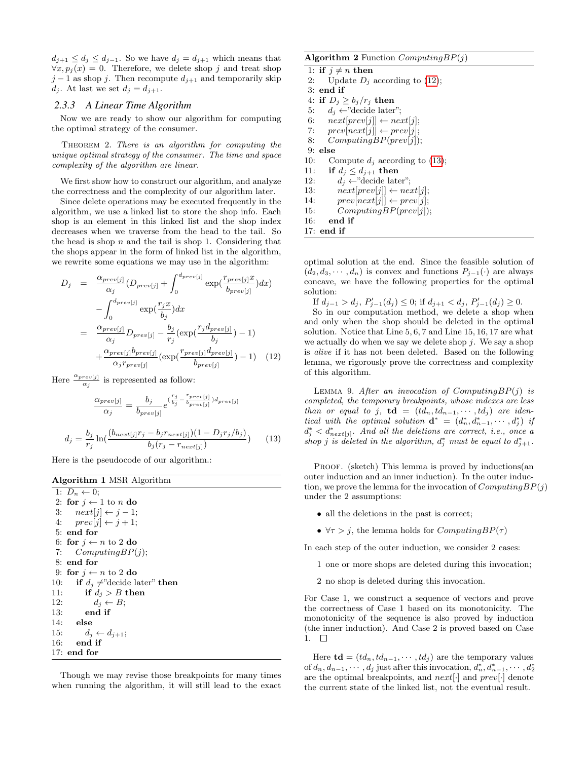$d_{j+1} \le d_j \le d_{j-1}$. So we have $d_j = d_{j+1}$ which means that $\forall x, p_j(x) = 0$. Therefore, we delete shop $j$ and treat shop $j-1$ as shop $j$. Then recompute $d_{j+1}$ and temporarily skip $d_j$. At last we set $d_j = d_{j+1}$.

### 2.3.3 A Linear Time Algorithm

Now we are ready to show our algorithm for computing the optimal strategy of the consumer.

THEOREM 2. *There is an algorithm for computing the unique optimal strategy of the consumer. The time and space complexity of the algorithm are linear.*

We first show how to construct our algorithm, and analyze the correctness and the complexity of our algorithm later.

Since delete operations may be executed frequently in the algorithm, we use a linked list to store the shop info. Each shop is an element in this linked list and the shop index decreases when we traverse from the head to the tail. So the head is shop $n$ and the tail is shop 1. Considering that the shops appear in the form of linked list in the algorithm, we rewrite some equations we may use in the algorithm:

$$
\begin{aligned}
D_j &= \frac{\alpha_{prev[j]}}{\alpha_j}\left(D_{prev[j]} + \int_0^{d_{prev[j]}} \exp\left(\frac{r_{prev[j]}x}{b_{prev[j]}}\right)dx\right) \\
&\quad - \int_0^{d_{prev[j]}} \exp\left(\frac{r_j x}{b_j}\right)dx \\
&= \frac{\alpha_{prev[j]}}{\alpha_j} D_{prev[j]} - \frac{b_j}{r_j}\left(\exp\left(\frac{r_j d_{prev[j]}}{b_j}\right) - 1\right) \\
&\quad + \frac{\alpha_{prev[j]} b_{prev[j]}}{\alpha_j r_{prev[j]}}\left(\exp\left(\frac{r_{prev[j]} d_{prev[j]}}{b_{prev[j]}}\right) - 1\right) \quad (12)
\end{aligned}
$$

Here $\frac{\alpha_{prev[j]}}{\alpha_j}$ is represented as follow:

$$
\frac{\alpha_{prev[j]}}{\alpha_j} = \frac{b_j}{b_{prev[j]}} e^{\left(\frac{r_j}{b_j} - \frac{r_{prev[j]}}{b_{prev[j]}}\right) d_{prev[j]}}
$$

$$
d_j = \frac{b_j}{r_j} \ln\left(\frac{(b_{next[j]} r_j - b_j r_{next[j]})(1 - D_j r_j / b_j)}{b_j (r_j - r_{next[j]})}\right) \quad (13)
$$

Here is the pseudocode of our algorithm.:

**Algorithm 1** MSR Algorithm

```
1:  D_n ← 0;
2:  for j ← 1 to n do
3:      next[j] ← j − 1;
4:      prev[j] ← j + 1;
5:  end for
6:  for j ← n to 2 do
7:      ComputingBP(j);
8:  end for
9:  for j ← n to 2 do
10:     if d_j ≠ "decide later" then
11:         if d_j > B then
12:             d_j ← B;
13:         end if
14:     else
15:         d_j ← d_{j+1};
16:     end if
17: end for
```

Though we may revise those breakpoints for many times when running the algorithm, it will still lead to the exact optimal solution at the end. Since the feasible solution of $(d_2, d_3, \cdots, d_n)$ is convex and functions $P_{j-1}(\cdot)$ are always concave, we have the following properties for the optimal solution:

If $d_{j-1} > d_j$, $P'_{j-1}(d_j) \le 0$; if $d_{j+1} < d_j$, $P'_{j-1}(d_j) \ge 0$.

So in our computation method, we delete a shop when and only when the shop should be deleted in the optimal solution. Notice that Line 5, 6, 7 and Line 15, 16, 17 are what we actually do when we say we delete shop $j$. We say a shop is *alive* if it has not been deleted. Based on the following lemma, we rigorously prove the correctness and complexity of this algorithm.

**Algorithm 2** Function *ComputingBP(j)*

```
1:  if j ≠ n then
2:      Update D_j according to (12);
3:  end if
4:  if D_j ≥ b_j/r_j then
5:      d_j ← "decide later";
6:      next[prev[j]] ← next[j];
7:      prev[next[j]] ← prev[j];
8:      ComputingBP(prev[j]);
9:  else
10:     Compute d_j according to (13);
11:     if d_j ≤ d_{j+1} then
12:         d_j ← "decide later";
13:         next[prev[j]] ← next[j];
14:         prev[next[j]] ← prev[j];
15:         ComputingBP(prev[j]);
16:     end if
17: end if
```

LEMMA 9. *After an invocation of ComputingBP(j) is completed, the temporary breakpoints, whose indexes are less than or equal to $j$, $\mathbf{td} = (td_n, td_{n-1}, \cdots, td_j)$ are identical with the optimal solution $\mathbf{d}^* = (d_n^*, d_{n-1}^*, \cdots, d_j^*)$ if $d_j^* < d_{next[j]}^*$. And all the deletions are correct, i.e., once a shop $j$ is deleted in the algorithm, $d_j^*$ must be equal to $d_{j+1}^*$.*

PROOF. (sketch) This lemma is proved by inductions(an outer induction and an inner induction). In the outer induction, we prove the lemma for the invocation of $ComputingBP(j)$ under the 2 assumptions:

- all the deletions in the past is correct;
- $\forall \tau > j$, the lemma holds for $ComputingBP(\tau)$

In each step of the outer induction, we consider 2 cases:

1. one or more shops are deleted during this invocation;
2. no shop is deleted during this invocation.

For Case 1, we construct a sequence of vectors and prove the correctness of Case 1 based on its monotonicity. The monotonicity of the sequence is also proved by induction (the inner induction). And Case 2 is proved based on Case 1. □

Here $\mathbf{td} = (td_n, td_{n-1}, \cdots, td_j)$ are the temporary values of $d_n, d_{n-1}, \cdots, d_j$ just after this invocation, $d_n^*, d_{n-1}^*, \cdots, d_2^*$ are the optimal breakpoints, and $next[\cdot]$ and $prev[\cdot]$ denote the current state of the linked list, not the eventual result.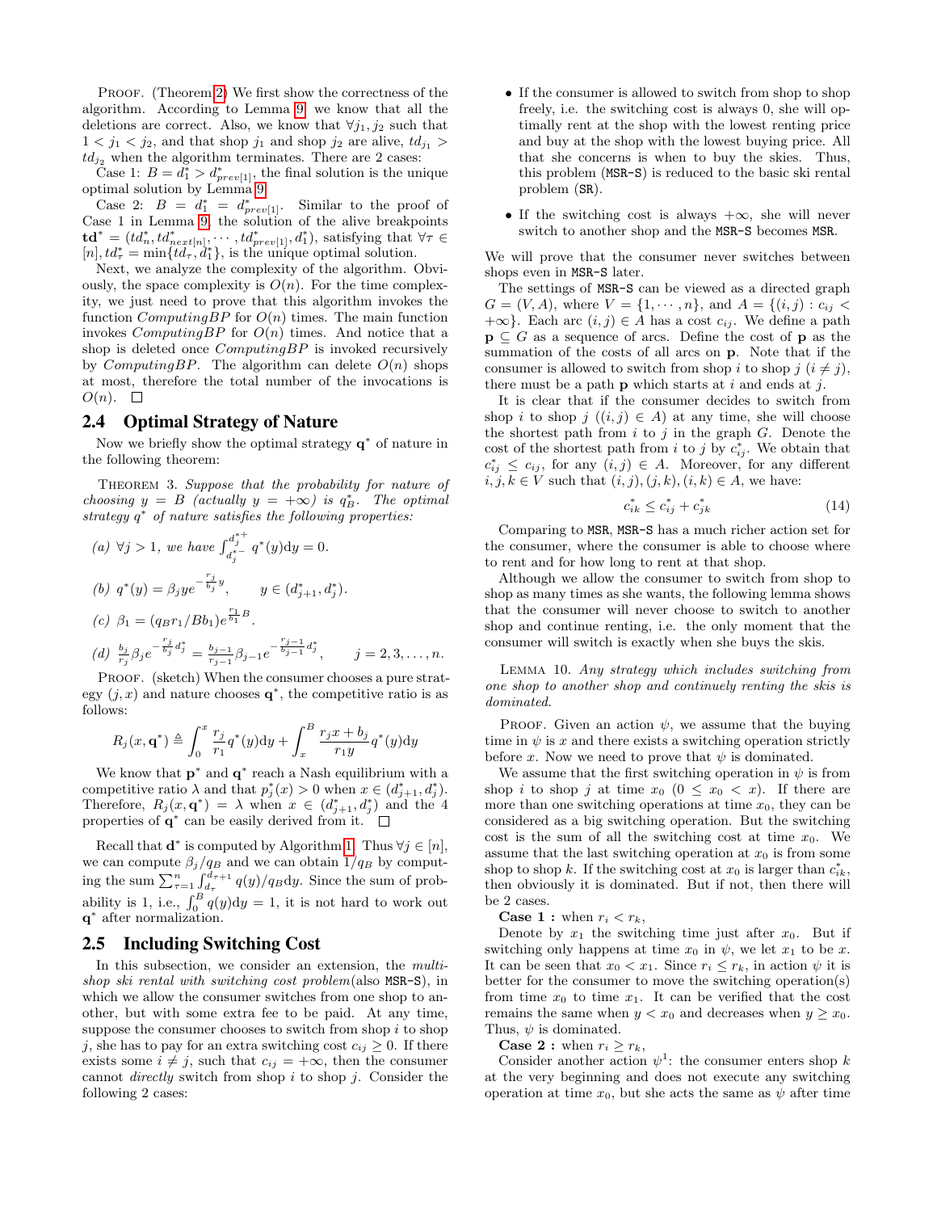PROOF. (Theorem 2) We first show the correctness of the algorithm. According to Lemma 9, we know that all the deletions are correct. Also, we know that $\forall j_1, j_2$ such that $1 < j_1 < j_2$, and that shop $j_1$ and shop $j_2$ are alive, $td_{j_1} > td_{j_2}$ when the algorithm terminates. There are 2 cases:

Case 1: $B = d_1^* > d_{prev[1]}^*$, the final solution is the unique optimal solution by Lemma 9.

Case 2: $B = d_1^* = d_{prev[1]}^*$. Similar to the proof of Case 1 in Lemma 9, the solution of the alive breakpoints $\mathbf{td}^* = (td_n^*, td_{next[n]}^*, \cdots, td_{prev[1]}^*, d_1^*)$, satisfying that $\forall \tau \in [n], td_\tau^* = \min\{td_\tau, d_1^*\}$, is the unique optimal solution.

Next, we analyze the complexity of the algorithm. Obviously, the space complexity is $O(n)$. For the time complexity, we just need to prove that this algorithm invokes the function *ComputingBP* for $O(n)$ times. The main function invokes *ComputingBP* for $O(n)$ times. And notice that a shop is deleted once *ComputingBP* is invoked recursively by *ComputingBP*. The algorithm can delete $O(n)$ shops at most, therefore the total number of the invocations is $O(n)$. $\square$

## 2.4 Optimal Strategy of Nature

Now we briefly show the optimal strategy $\mathbf{q}^*$ of nature in the following theorem:

THEOREM 3. *Suppose that the probability for nature of choosing $y = B$ (actually $y = +\infty$) is $q_B^*$. The optimal strategy $q^*$ of nature satisfies the following properties:*

*(a) $\forall j > 1$, we have $\int_{d_j^{*-}}^{d_j^{*+}} q^*(y)\mathrm{d}y = 0$.*

*(b) $q^*(y) = \beta_j y e^{-\frac{r_j}{b_j}y}, \qquad y \in (d_{j+1}^*, d_j^*)$.*

*(c) $\beta_1 = (q_B r_1 / B b_1) e^{\frac{r_1}{b_1}B}$.*

*(d) $\frac{b_j}{r_j}\beta_j e^{-\frac{r_j}{b_j}d_j^*} = \frac{b_{j-1}}{r_{j-1}}\beta_{j-1} e^{-\frac{r_{j-1}}{b_{j-1}}d_j^*}, \qquad j = 2, 3, \ldots, n.$*

PROOF. (sketch) When the consumer chooses a pure strategy $(j, x)$ and nature chooses $\mathbf{q}^*$, the competitive ratio is as follows:

$$R_j(x, \mathbf{q}^*) \triangleq \int_0^x \frac{r_j}{r_1} q^*(y)\mathrm{d}y + \int_x^B \frac{r_j x + b_j}{r_1 y} q^*(y)\mathrm{d}y$$

We know that $\mathbf{p}^*$ and $\mathbf{q}^*$ reach a Nash equilibrium with a competitive ratio $\lambda$ and that $p_j^*(x) > 0$ when $x \in (d_{j+1}^*, d_j^*)$. Therefore, $R_j(x, \mathbf{q}^*) = \lambda$ when $x \in (d_{j+1}^*, d_j^*)$ and the 4 properties of $\mathbf{q}^*$ can be easily derived from it. $\square$

Recall that $\mathbf{d}^*$ is computed by Algorithm 1. Thus $\forall j \in [n]$, we can compute $\beta_j / q_B$ and we can obtain $1/q_B$ by computing the sum $\sum_{\tau=1}^n \int_{d_\tau}^{d_{\tau+1}} q(y)/q_B \mathrm{d}y$. Since the sum of probability is 1, i.e., $\int_0^B q(y)\mathrm{d}y = 1$, it is not hard to work out $\mathbf{q}^*$ after normalization.

## 2.5 Including Switching Cost

In this subsection, we consider an extension, the *multi-shop ski rental with switching cost problem*(also MSR-S), in which we allow the consumer switches from one shop to another, but with some extra fee to be paid. At any time, suppose the consumer chooses to switch from shop $i$ to shop $j$, she has to pay for an extra switching cost $c_{ij} \geq 0$. If there exists some $i \neq j$, such that $c_{ij} = +\infty$, then the consumer cannot *directly* switch from shop $i$ to shop $j$. Consider the following 2 cases:

- If the consumer is allowed to switch from shop to shop freely, i.e. the switching cost is always 0, she will optimally rent at the shop with the lowest renting price and buy at the shop with the lowest buying price. All that she concerns is when to buy the skies. Thus, this problem (MSR-S) is reduced to the basic ski rental problem (SR).
- If the switching cost is always $+\infty$, she will never switch to another shop and the MSR-S becomes MSR.

We will prove that the consumer never switches between shops even in MSR-S later.

The settings of MSR-S can be viewed as a directed graph $G = (V, A)$, where $V = \{1, \cdots, n\}$, and $A = \{(i, j) : c_{ij} < +\infty\}$. Each arc $(i, j) \in A$ has a cost $c_{ij}$. We define a path $\mathbf{p} \subseteq G$ as a sequence of arcs. Define the cost of $\mathbf{p}$ as the summation of the costs of all arcs on $\mathbf{p}$. Note that if the consumer is allowed to switch from shop $i$ to shop $j$ $(i \neq j)$, there must be a path $\mathbf{p}$ which starts at $i$ and ends at $j$.

It is clear that if the consumer decides to switch from shop $i$ to shop $j$ ($(i, j) \in A$) at any time, she will choose the shortest path from $i$ to $j$ in the graph $G$. Denote the cost of the shortest path from $i$ to $j$ by $c_{ij}^*$. We obtain that $c_{ij}^* \leq c_{ij}$, for any $(i, j) \in A$. Moreover, for any different $i, j, k \in V$ such that $(i, j), (j, k), (i, k) \in A$, we have:

$$c_{ik}^* \leq c_{ij}^* + c_{jk}^* \tag{14}$$

Comparing to MSR, MSR-S has a much richer action set for the consumer, where the consumer is able to choose where to rent and for how long to rent at that shop.

Although we allow the consumer to switch from shop to shop as many times as she wants, the following lemma shows that the consumer will never choose to switch to another shop and continue renting, i.e. the only moment that the consumer will switch is exactly when she buys the skis.

LEMMA 10. *Any strategy which includes switching from one shop to another shop and continuely renting the skis is dominated.*

PROOF. Given an action $\psi$, we assume that the buying time in $\psi$ is $x$ and there exists a switching operation strictly before $x$. Now we need to prove that $\psi$ is dominated.

We assume that the first switching operation in $\psi$ is from shop $i$ to shop $j$ at time $x_0$ $(0 \leq x_0 < x)$. If there are more than one switching operations at time $x_0$, they can be considered as a big switching operation. But the switching cost is the sum of all the switching cost at time $x_0$. We assume that the last switching operation at $x_0$ is from some shop to shop $k$. If the switching cost at $x_0$ is larger than $c_{ik}^*$, then obviously it is dominated. But if not, then there will be 2 cases.

**Case 1 :** when $r_i < r_k$,

Denote by $x_1$ the switching time just after $x_0$. But if switching only happens at time $x_0$ in $\psi$, we let $x_1$ to be $x$. It can be seen that $x_0 < x_1$. Since $r_i \leq r_k$, in action $\psi$ it is better for the consumer to move the switching operation(s) from time $x_0$ to time $x_1$. It can be verified that the cost remains the same when $y < x_0$ and decreases when $y \geq x_0$. Thus, $\psi$ is dominated.

**Case 2 :** when $r_i \geq r_k$,

Consider another action $\psi^1$: the consumer enters shop $k$ at the very beginning and does not execute any switching operation at time $x_0$, but she acts the same as $\psi$ after time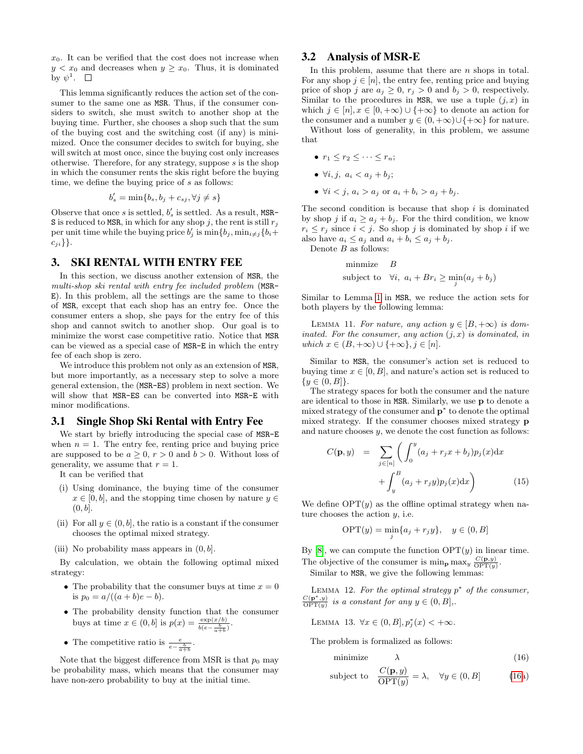$x_0$. It can be verified that the cost does not increase when $y < x_0$ and decreases when $y \geq x_0$. Thus, it is dominated by $\psi^1$. $\square$

This lemma significantly reduces the action set of the consumer to the same one as MSR. Thus, if the consumer considers to switch, she must switch to another shop at the buying time. Further, she chooses a shop such that the sum of the buying cost and the switching cost (if any) is minimized. Once the consumer decides to switch for buying, she will switch at most once, since the buying cost only increases otherwise. Therefore, for any strategy, suppose $s$ is the shop in which the consumer rents the skis right before the buying time, we define the buying price of $s$ as follows:

$$b'_s = \min\{b_s, b_j + c_{sj}, \forall j \neq s\}$$

Observe that once $s$ is settled, $b'_s$ is settled. As a result, MSR-S is reduced to MSR, in which for any shop $j$, the rent is still $r_j$ per unit time while the buying price $b'_j$ is $\min\{b_j, \min_{i \neq j}\{b_i + c_{ji}\}\}$.

## 3. SKI RENTAL WITH ENTRY FEE

In this section, we discuss another extension of MSR, the *multi-shop ski rental with entry fee included problem* (MSR-E). In this problem, all the settings are the same to those of MSR, except that each shop has an entry fee. Once the consumer enters a shop, she pays for the entry fee of this shop and cannot switch to another shop. Our goal is to minimize the worst case competitive ratio. Notice that MSR can be viewed as a special case of MSR-E in which the entry fee of each shop is zero.

We introduce this problem not only as an extension of MSR, but more importantly, as a necessary step to solve a more general extension, the (MSR-ES) problem in next section. We will show that MSR-ES can be converted into MSR-E with minor modifications.

### 3.1 Single Shop Ski Rental with Entry Fee

We start by briefly introducing the special case of MSR-E when $n = 1$. The entry fee, renting price and buying price are supposed to be $a \geq 0$, $r > 0$ and $b > 0$. Without loss of generality, we assume that $r = 1$.

It can be verified that

(i) Using dominance, the buying time of the consumer $x \in [0, b]$, and the stopping time chosen by nature $y \in (0, b]$.

(ii) For all $y \in (0, b]$, the ratio is a constant if the consumer chooses the optimal mixed strategy.

(iii) No probability mass appears in $(0, b]$.

By calculation, we obtain the following optimal mixed strategy:

- The probability that the consumer buys at time $x = 0$ is $p_0 = a/((a + b)e - b)$.
- The probability density function that the consumer buys at time $x \in (0, b]$ is $p(x) = \frac{\exp(x/b)}{b(e - \frac{b}{a+b})}$.
- The competitive ratio is $\frac{e}{e - \frac{b}{a+b}}$.

Note that the biggest difference from MSR is that $p_0$ may be probability mass, which means that the consumer may have non-zero probability to buy at the initial time.

### 3.2 Analysis of MSR-E

In this problem, assume that there are $n$ shops in total. For any shop $j \in [n]$, the entry fee, renting price and buying price of shop $j$ are $a_j \geq 0$, $r_j > 0$ and $b_j > 0$, respectively. Similar to the procedures in MSR, we use a tuple $(j, x)$ in which $j \in [n], x \in [0, +\infty) \cup \{+\infty\}$ to denote an action for the consumer and a number $y \in (0, +\infty) \cup \{+\infty\}$ for nature.

Without loss of generality, in this problem, we assume that

- $r_1 \leq r_2 \leq \cdots \leq r_n$;
- $\forall i, j,\ a_i < a_j + b_j$;
- $\forall i < j,\ a_i > a_j$ or $a_i + b_i > a_j + b_j$.

The second condition is because that shop $i$ is dominated by shop $j$ if $a_i \geq a_j + b_j$. For the third condition, we know $r_i \leq r_j$ since $i < j$. So shop $j$ is dominated by shop $i$ if we also have $a_i \leq a_j$ and $a_i + b_i \leq a_j + b_j$.

Denote $B$ as follows:

$$\begin{aligned} \text{minmize} \quad & B \\ \text{subject to} \quad & \forall i,\ a_i + B r_i \geq \min_j (a_j + b_j) \end{aligned}$$

Similar to Lemma 1 in MSR, we reduce the action sets for both players by the following lemma:

Lemma 11. *For nature, any action $y \in [B, +\infty)$ is dominated. For the consumer, any action $(j, x)$ is dominated, in which $x \in (B, +\infty) \cup \{+\infty\}, j \in [n]$.*

Similar to MSR, the consumer's action set is reduced to buying time $x \in [0, B]$, and nature's action set is reduced to $\{y \in (0, B]\}$.

The strategy spaces for both the consumer and the nature are identical to those in MSR. Similarly, we use $\mathbf{p}$ to denote a mixed strategy of the consumer and $\mathbf{p}^*$ to denote the optimal mixed strategy. If the consumer chooses mixed strategy $\mathbf{p}$ and nature chooses $y$, we denote the cost function as follows:

$$\begin{aligned} C(\mathbf{p}, y) \;=\; & \sum_{j \in [n]} \bigg( \int_0^y (a_j + r_j x + b_j) p_j(x) \mathrm{d}x \\ & + \int_y^B (a_j + r_j y) p_j(x) \mathrm{d}x \bigg) \end{aligned} \tag{15}$$

We define $\mathrm{OPT}(y)$ as the offline optimal strategy when nature chooses the action $y$, i.e.

$$\mathrm{OPT}(y) = \min_j \{a_j + r_j y\}, \quad y \in (0, B]$$

By [8], we can compute the function $\mathrm{OPT}(y)$ in linear time. The objective of the consumer is $\min_{\mathbf{p}} \max_y \frac{C(\mathbf{p}, y)}{\mathrm{OPT}(y)}$.

Similar to MSR, we give the following lemmas:

Lemma 12. *For the optimal strategy $p^*$ of the consumer, $\frac{C(\mathbf{p}^*, y)}{\mathrm{OPT}(y)}$ is a constant for any $y \in (0, B]$,.*

Lemma 13. $\forall x \in (0, B], p_j^*(x) < +\infty$.

The problem is formalized as follows:

$$\text{minimize} \quad \lambda \tag{16}$$

$$\text{subject to} \quad \frac{C(\mathbf{p}, y)}{\mathrm{OPT}(y)} = \lambda, \quad \forall y \in (0, B] \tag{16a}$$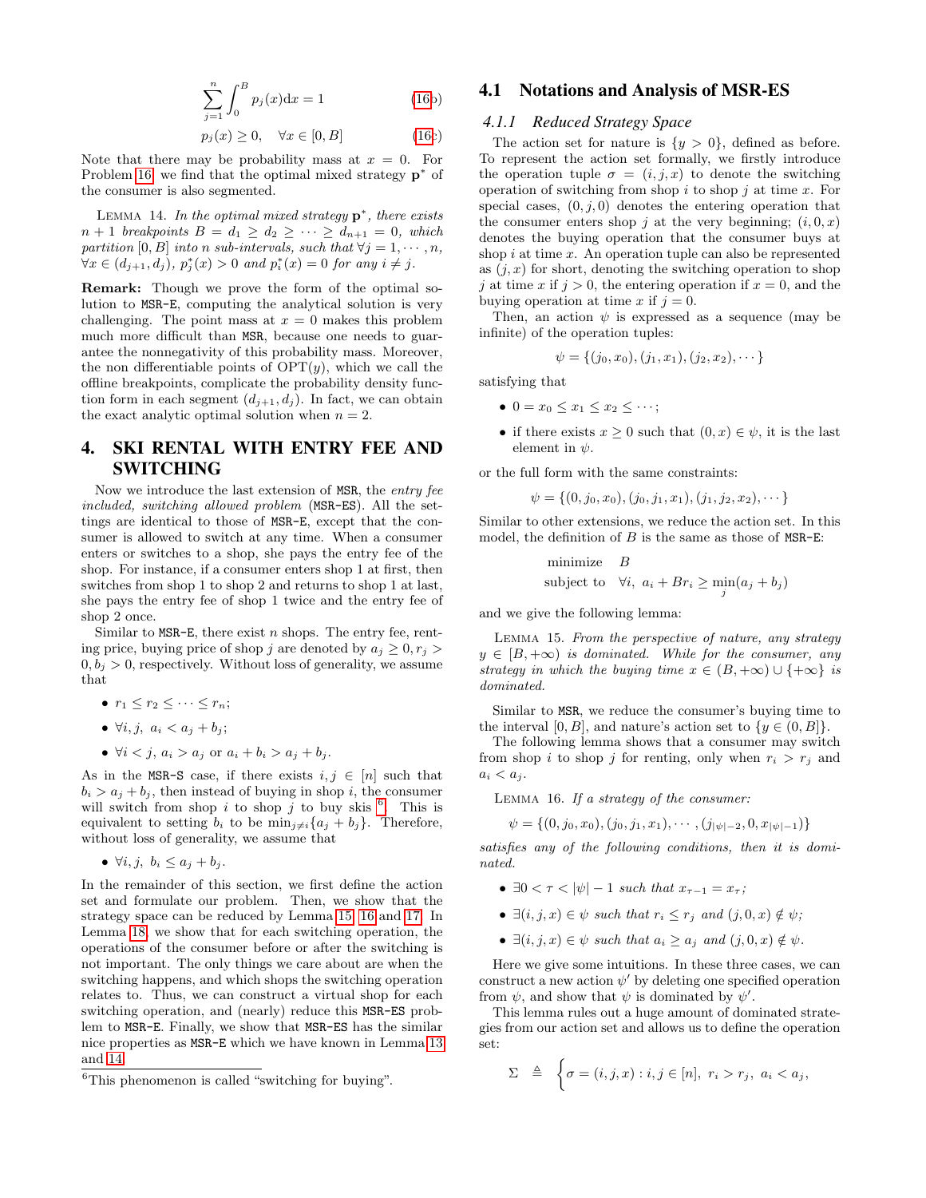$$\sum_{j=1}^{n} \int_{0}^{B} p_j(x)\mathrm{d}x = 1 \tag{16b}$$

$$p_j(x) \geq 0, \quad \forall x \in [0, B] \tag{16c}$$

Note that there may be probability mass at $x = 0$. For Problem 16, we find that the optimal mixed strategy $\mathbf{p}^*$ of the consumer is also segmented.

LEMMA 14. *In the optimal mixed strategy $\mathbf{p}^*$, there exists $n+1$ breakpoints $B = d_1 \geq d_2 \geq \cdots \geq d_{n+1} = 0$, which partition $[0, B]$ into $n$ sub-intervals, such that $\forall j = 1, \cdots, n$, $\forall x \in (d_{j+1}, d_j)$, $p_j^*(x) > 0$ and $p_i^*(x) = 0$ for any $i \neq j$.*

**Remark:** Though we prove the form of the optimal solution to MSR-E, computing the analytical solution is very challenging. The point mass at $x = 0$ makes this problem much more difficult than MSR, because one needs to guarantee the nonnegativity of this probability mass. Moreover, the non differentiable points of $\mathrm{OPT}(y)$, which we call the offline breakpoints, complicate the probability density function form in each segment $(d_{j+1}, d_j)$. In fact, we can obtain the exact analytic optimal solution when $n = 2$.

# 4. SKI RENTAL WITH ENTRY FEE AND SWITCHING

Now we introduce the last extension of MSR, the *entry fee included, switching allowed problem* (MSR-ES). All the settings are identical to those of MSR-E, except that the consumer is allowed to switch at any time. When a consumer enters or switches to a shop, she pays the entry fee of the shop. For instance, if a consumer enters shop 1 at first, then switches from shop 1 to shop 2 and returns to shop 1 at last, she pays the entry fee of shop 1 twice and the entry fee of shop 2 once.

Similar to MSR-E, there exist $n$ shops. The entry fee, renting price, buying price of shop $j$ are denoted by $a_j \geq 0, r_j > 0, b_j > 0$, respectively. Without loss of generality, we assume that

- $r_1 \leq r_2 \leq \cdots \leq r_n$;
- $\forall i, j,\ a_i < a_j + b_j$;
- $\forall i < j,\ a_i > a_j$ or $a_i + b_i > a_j + b_j$.

As in the MSR-S case, if there exists $i, j \in [n]$ such that $b_i > a_j + b_j$, then instead of buying in shop $i$, the consumer will switch from shop $i$ to shop $j$ to buy skis [6]. This is equivalent to setting $b_i$ to be $\min_{j \neq i}\{a_j + b_j\}$. Therefore, without loss of generality, we assume that

- $\forall i, j,\ b_i \leq a_j + b_j$.

In the remainder of this section, we first define the action set and formulate our problem. Then, we show that the strategy space can be reduced by Lemma 15, 16 and 17. In Lemma 18, we show that for each switching operation, the operations of the consumer before or after the switching is not important. The only things we care about are when the switching happens, and which shops the switching operation relates to. Thus, we can construct a virtual shop for each switching operation, and (nearly) reduce this MSR-ES problem to MSR-E. Finally, we show that MSR-ES has the similar nice properties as MSR-E which we have known in Lemma 13 and 14.

[6] This phenomenon is called "switching for buying".

## 4.1 Notations and Analysis of MSR-ES

### 4.1.1 *Reduced Strategy Space*

The action set for nature is $\{y > 0\}$, defined as before. To represent the action set formally, we firstly introduce the operation tuple $\sigma = (i, j, x)$ to denote the switching operation of switching from shop $i$ to shop $j$ at time $x$. For special cases, $(0, j, 0)$ denotes the entering operation that the consumer enters shop $j$ at the very beginning; $(i, 0, x)$ denotes the buying operation that the consumer buys at shop $i$ at time $x$. An operation tuple can also be represented as $(j, x)$ for short, denoting the switching operation to shop $j$ at time $x$ if $j > 0$, the entering operation if $x = 0$, and the buying operation at time $x$ if $j = 0$.

Then, an action $\psi$ is expressed as a sequence (may be infinite) of the operation tuples:

$$\psi = \{(j_0, x_0), (j_1, x_1), (j_2, x_2), \cdots\}$$

satisfying that

- $0 = x_0 \leq x_1 \leq x_2 \leq \cdots$;
- if there exists $x \geq 0$ such that $(0, x) \in \psi$, it is the last element in $\psi$.

or the full form with the same constraints:

$$\psi = \{(0, j_0, x_0), (j_0, j_1, x_1), (j_1, j_2, x_2), \cdots\}$$

Similar to other extensions, we reduce the action set. In this model, the definition of $B$ is the same as those of MSR-E:

$$\begin{aligned} &\text{minimize} \quad B \\ &\text{subject to} \quad \forall i,\ a_i + Br_i \geq \min_j (a_j + b_j) \end{aligned}$$

and we give the following lemma:

LEMMA 15. *From the perspective of nature, any strategy $y \in [B, +\infty)$ is dominated. While for the consumer, any strategy in which the buying time $x \in (B, +\infty) \cup \{+\infty\}$ is dominated.*

Similar to MSR, we reduce the consumer's buying time to the interval $[0, B]$, and nature's action set to $\{y \in (0, B]\}$.

The following lemma shows that a consumer may switch from shop $i$ to shop $j$ for renting, only when $r_i > r_j$ and $a_i < a_j$.

LEMMA 16. *If a strategy of the consumer:*

$$\psi = \{(0, j_0, x_0), (j_0, j_1, x_1), \cdots, (j_{|\psi|-2}, 0, x_{|\psi|-1})\}$$

*satisfies any of the following conditions, then it is dominated.*

- *$\exists 0 < \tau < |\psi| - 1$ such that $x_{\tau-1} = x_\tau$;*
- *$\exists (i, j, x) \in \psi$ such that $r_i \leq r_j$ and $(j, 0, x) \notin \psi$;*
- *$\exists (i, j, x) \in \psi$ such that $a_i \geq a_j$ and $(j, 0, x) \notin \psi$.*

Here we give some intuitions. In these three cases, we can construct a new action $\psi'$ by deleting one specified operation from $\psi$, and show that $\psi$ is dominated by $\psi'$.

This lemma rules out a huge amount of dominated strategies from our action set and allows us to define the operation set:

$$\Sigma \triangleq \Bigg\{ \sigma = (i, j, x) : i, j \in [n],\ r_i > r_j,\ a_i < a_j,$$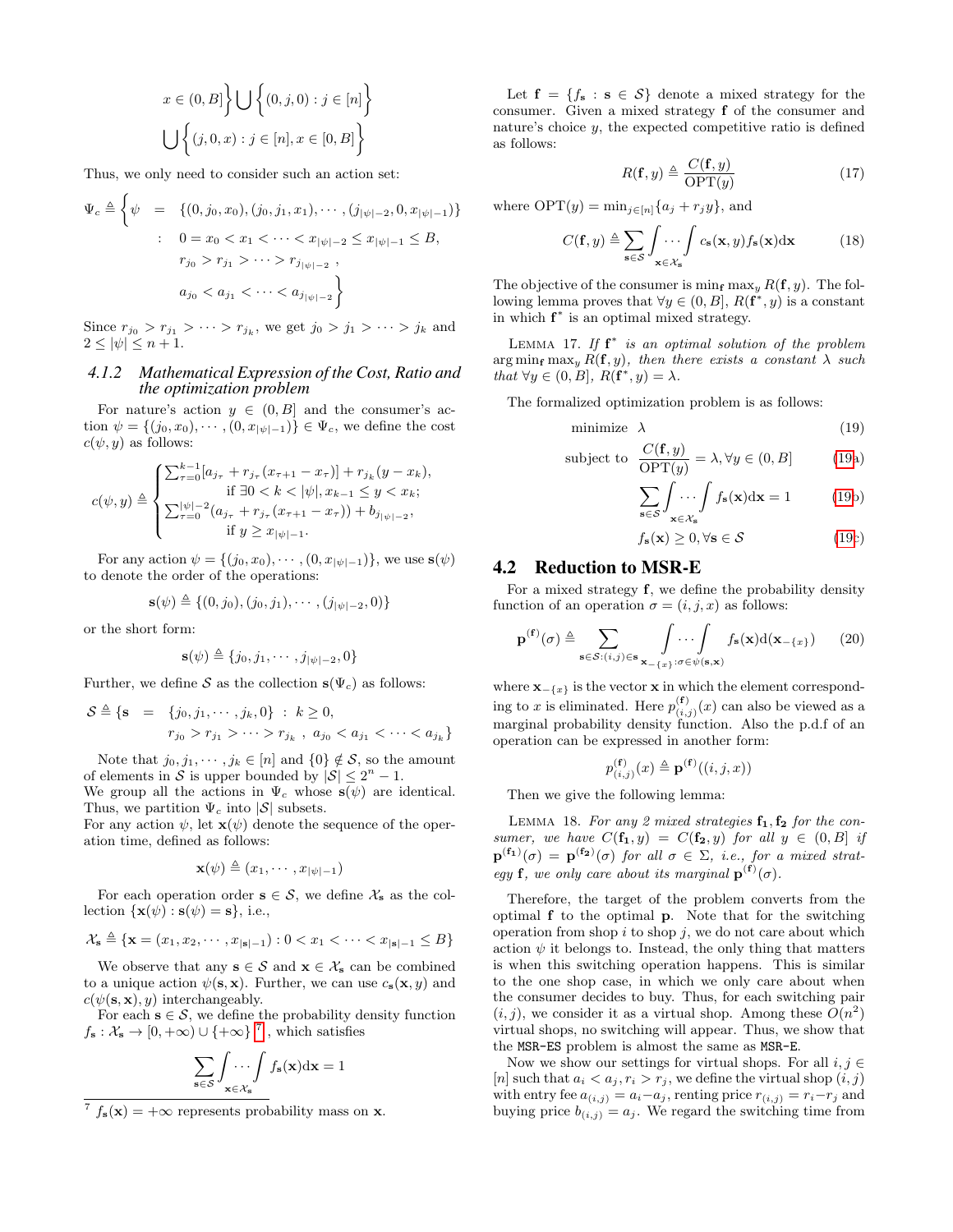$$x \in (0, B]\Big\} \bigcup \Big\{(0, j, 0) : j \in [n]\Big\}$$

$$\bigcup \Big\{(j, 0, x) : j \in [n], x \in [0, B]\Big\}$$

Thus, we only need to consider such an action set:

$$\Psi_c \triangleq \Big\{ \psi \;=\; \{(0, j_0, x_0), (j_0, j_1, x_1), \cdots, (j_{|\psi|-2}, 0, x_{|\psi|-1})\}$$
$$: \; 0 = x_0 < x_1 < \cdots < x_{|\psi|-2} \le x_{|\psi|-1} \le B,$$
$$r_{j_0} > r_{j_1} > \cdots > r_{j_{|\psi|-2}},$$
$$a_{j_0} < a_{j_1} < \cdots < a_{j_{|\psi|-2}} \Big\}$$

Since $r_{j_0} > r_{j_1} > \cdots > r_{j_k}$, we get $j_0 > j_1 > \cdots > j_k$ and $2 \le |\psi| \le n + 1$.

### 4.1.2 Mathematical Expression of the Cost, Ratio and the optimization problem

For nature's action $y \in (0, B]$ and the consumer's action $\psi = \{(j_0, x_0), \cdots, (0, x_{|\psi|-1})\} \in \Psi_c$, we define the cost $c(\psi, y)$ as follows:

$$c(\psi, y) \triangleq \begin{cases} \sum_{\tau=0}^{k-1}[a_{j_\tau} + r_{j_\tau}(x_{\tau+1} - x_\tau)] + r_{j_k}(y - x_k), \\ \qquad \text{if } \exists 0 < k < |\psi|, x_{k-1} \le y < x_k; \\ \sum_{\tau=0}^{|\psi|-2}(a_{j_\tau} + r_{j_\tau}(x_{\tau+1} - x_\tau)) + b_{j_{|\psi|-2}}, \\ \qquad \text{if } y \ge x_{|\psi|-1}. \end{cases}$$

For any action $\psi = \{(j_0, x_0), \cdots, (0, x_{|\psi|-1})\}$, we use $\mathbf{s}(\psi)$ to denote the order of the operations:

$$\mathbf{s}(\psi) \triangleq \{(0, j_0), (j_0, j_1), \cdots, (j_{|\psi|-2}, 0)\}$$

or the short form:

$$\mathbf{s}(\psi) \triangleq \{j_0, j_1, \cdots, j_{|\psi|-2}, 0\}$$

Further, we define $\mathcal{S}$ as the collection $\mathbf{s}(\Psi_c)$ as follows:

$$\mathcal{S} \triangleq \{\mathbf{s} \;=\; \{j_0, j_1, \cdots, j_k, 0\} \;:\; k \ge 0,$$
$$r_{j_0} > r_{j_1} > \cdots > r_{j_k}, \; a_{j_0} < a_{j_1} < \cdots < a_{j_k}\}$$

Note that $j_0, j_1, \cdots, j_k \in [n]$ and $\{0\} \notin \mathcal{S}$, so the amount of elements in $\mathcal{S}$ is upper bounded by $|\mathcal{S}| \le 2^n - 1$.
We group all the actions in $\Psi_c$ whose $\mathbf{s}(\psi)$ are identical. Thus, we partition $\Psi_c$ into $|\mathcal{S}|$ subsets.
For any action $\psi$, let $\mathbf{x}(\psi)$ denote the sequence of the operation time, defined as follows:

$$\mathbf{x}(\psi) \triangleq (x_1, \cdots, x_{|\psi|-1})$$

For each operation order $\mathbf{s} \in \mathcal{S}$, we define $\mathcal{X}_\mathbf{s}$ as the collection $\{\mathbf{x}(\psi) : \mathbf{s}(\psi) = \mathbf{s}\}$, i.e.,

$$\mathcal{X}_\mathbf{s} \triangleq \{\mathbf{x} = (x_1, x_2, \cdots, x_{|\mathbf{s}|-1}) : 0 < x_1 < \cdots < x_{|\mathbf{s}|-1} \le B\}$$

We observe that any $\mathbf{s} \in \mathcal{S}$ and $\mathbf{x} \in \mathcal{X}_\mathbf{s}$ can be combined to a unique action $\psi(\mathbf{s}, \mathbf{x})$. Further, we can use $c_\mathbf{s}(\mathbf{x}, y)$ and $c(\psi(\mathbf{s}, \mathbf{x}), y)$ interchangeably.
For each $\mathbf{s} \in \mathcal{S}$, we define the probability density function $f_\mathbf{s} : \mathcal{X}_\mathbf{s} \to [0, +\infty) \cup \{+\infty\}$ [7], which satisfies

$$\sum_{\mathbf{s} \in \mathcal{S}} \int \cdots \int_{\mathbf{x} \in \mathcal{X}_\mathbf{s}} f_\mathbf{s}(\mathbf{x}) \mathrm{d}\mathbf{x} = 1$$

[7] $f_\mathbf{s}(\mathbf{x}) = +\infty$ represents probability mass on $\mathbf{x}$.

Let $\mathbf{f} = \{f_\mathbf{s} : \mathbf{s} \in \mathcal{S}\}$ denote a mixed strategy for the consumer. Given a mixed strategy $\mathbf{f}$ of the consumer and nature's choice $y$, the expected competitive ratio is defined as follows:

$$R(\mathbf{f}, y) \triangleq \frac{C(\mathbf{f}, y)}{\mathrm{OPT}(y)} \tag{17}$$

where $\mathrm{OPT}(y) = \min_{j \in [n]}\{a_j + r_j y\}$, and

$$C(\mathbf{f}, y) \triangleq \sum_{\mathbf{s} \in \mathcal{S}} \int \cdots \int_{\mathbf{x} \in \mathcal{X}_\mathbf{s}} c_\mathbf{s}(\mathbf{x}, y) f_\mathbf{s}(\mathbf{x}) \mathrm{d}\mathbf{x} \tag{18}$$

The objective of the consumer is $\min_\mathbf{f} \max_y R(\mathbf{f}, y)$. The following lemma proves that $\forall y \in (0, B]$, $R(\mathbf{f}^*, y)$ is a constant in which $\mathbf{f}^*$ is an optimal mixed strategy.

Lemma 17. *If $\mathbf{f}^*$ is an optimal solution of the problem $\arg\min_\mathbf{f} \max_y R(\mathbf{f}, y)$, then there exists a constant $\lambda$ such that $\forall y \in (0, B]$, $R(\mathbf{f}^*, y) = \lambda$.*

The formalized optimization problem is as follows:

$$\text{minimize} \quad \lambda \tag{19}$$

$$\text{subject to} \quad \frac{C(\mathbf{f}, y)}{\mathrm{OPT}(y)} = \lambda, \forall y \in (0, B] \tag{19a}$$

$$\sum_{\mathbf{s} \in \mathcal{S}} \int \cdots \int_{\mathbf{x} \in \mathcal{X}_\mathbf{s}} f_\mathbf{s}(\mathbf{x}) \mathrm{d}\mathbf{x} = 1 \tag{19b}$$

$$f_\mathbf{s}(\mathbf{x}) \ge 0, \forall \mathbf{s} \in \mathcal{S} \tag{19c}$$

## 4.2 Reduction to MSR-E

For a mixed strategy $\mathbf{f}$, we define the probability density function of an operation $\sigma = (i, j, x)$ as follows:

$$\mathbf{p}^{(\mathbf{f})}(\sigma) \triangleq \sum_{\mathbf{s} \in \mathcal{S} : (i,j) \in \mathbf{s}} \int \cdots \int_{\mathbf{x}_{-\{x\}} : \sigma \in \psi(\mathbf{s}, \mathbf{x})} f_\mathbf{s}(\mathbf{x}) \mathrm{d}(\mathbf{x}_{-\{x\}}) \tag{20}$$

where $\mathbf{x}_{-\{x\}}$ is the vector $\mathbf{x}$ in which the element corresponding to $x$ is eliminated. Here $p^{(\mathbf{f})}_{(i,j)}(x)$ can also be viewed as a marginal probability density function. Also the p.d.f of an operation can be expressed in another form:

$$p^{(\mathbf{f})}_{(i,j)}(x) \triangleq \mathbf{p}^{(\mathbf{f})}((i, j, x))$$

Then we give the following lemma:

Lemma 18. *For any 2 mixed strategies $\mathbf{f_1}, \mathbf{f_2}$ for the consumer, we have $C(\mathbf{f_1}, y) = C(\mathbf{f_2}, y)$ for all $y \in (0, B]$ if $\mathbf{p}^{(\mathbf{f_1})}(\sigma) = \mathbf{p}^{(\mathbf{f_2})}(\sigma)$ for all $\sigma \in \Sigma$, i.e., for a mixed strategy $\mathbf{f}$, we only care about its marginal $\mathbf{p}^{(\mathbf{f})}(\sigma)$.*

Therefore, the target of the problem converts from the optimal $\mathbf{f}$ to the optimal $\mathbf{p}$. Note that for the switching operation from shop $i$ to shop $j$, we do not care about which action $\psi$ it belongs to. Instead, the only thing that matters is when this switching operation happens. This is similar to the one shop case, in which we only care about when the consumer decides to buy. Thus, for each switching pair $(i, j)$, we consider it as a virtual shop. Among these $O(n^2)$ virtual shops, no switching will appear. Thus, we show that the MSR-ES problem is almost the same as MSR-E.

Now we show our settings for virtual shops. For all $i, j \in [n]$ such that $a_i < a_j, r_i > r_j$, we define the virtual shop $(i, j)$ with entry fee $a_{(i,j)} = a_i - a_j$, renting price $r_{(i,j)} = r_i - r_j$ and buying price $b_{(i,j)} = a_j$. We regard the switching time from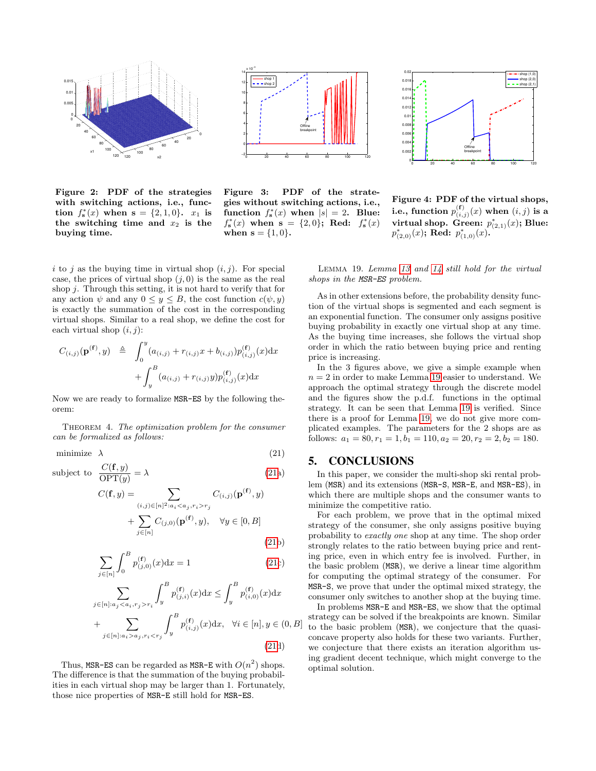Figure 2: PDF of the strategies with switching actions, i.e., function $f^*_{\mathbf{s}}(x)$ when $\mathbf{s} = \{2,1,0\}$. $x_1$ is the switching time and $x_2$ is the buying time.

Figure 3: PDF of the strategies without switching actions, i.e., function $f^*_{\mathbf{s}}(x)$ when $|s| = 2$. Blue: $f^*_{\mathbf{s}}(x)$ when $\mathbf{s} = \{2,0\}$; Red: $f^*_{\mathbf{s}}(x)$ when $\mathbf{s} = \{1,0\}$.

Figure 4: PDF of the virtual shops, i.e., function $p^{(\mathbf{f})}_{(i,j)}(x)$ when $(i,j)$ is a virtual shop. Green: $p^*_{(2,1)}(x)$; Blue: $p^*_{(2,0)}(x)$; Red: $p^*_{(1,0)}(x)$.

$i$ to $j$ as the buying time in virtual shop $(i,j)$. For special case, the prices of virtual shop $(j,0)$ is the same as the real shop $j$. Through this setting, it is not hard to verify that for any action $\psi$ and any $0 \le y \le B$, the cost function $c(\psi, y)$ is exactly the summation of the cost in the corresponding virtual shops. Similar to a real shop, we define the cost for each virtual shop $(i,j)$:

$$
\begin{aligned}
C_{(i,j)}(\mathbf{p}^{(\mathbf{f})}, y) \;\triangleq\; & \int_0^y (a_{(i,j)} + r_{(i,j)}x + b_{(i,j)}) p^{(\mathbf{f})}_{(i,j)}(x)\mathrm{d}x \\
& + \int_y^B (a_{(i,j)} + r_{(i,j)}y) p^{(\mathbf{f})}_{(i,j)}(x)\mathrm{d}x
\end{aligned}
$$

Now we are ready to formalize MSR-ES by the following theorem:

THEOREM 4. *The optimization problem for the consumer can be formalized as follows:*

$$
\text{minimize} \quad \lambda \tag{21}
$$

$$
\text{subject to} \quad \frac{C(\mathbf{f}, y)}{\mathrm{OPT}(y)} = \lambda \tag{21a}
$$

$$
C(\mathbf{f}, y) = \sum_{(i,j)\in[n]^2 : a_i < a_j, r_i > r_j} C_{(i,j)}(\mathbf{p}^{(\mathbf{f})}, y) + \sum_{j\in[n]} C_{(j,0)}(\mathbf{p}^{(\mathbf{f})}, y), \quad \forall y \in [0, B] \tag{21b}
$$

$$
\sum_{j\in[n]} \int_0^B p^{(\mathbf{f})}_{(j,0)}(x)\mathrm{d}x = 1 \tag{21c}
$$

$$
\sum_{j\in[n]: a_j < a_i, r_j > r_i} \int_y^B p^{(\mathbf{f})}_{(j,i)}(x)\mathrm{d}x \le \int_y^B p^{(\mathbf{f})}_{(i,0)}(x)\mathrm{d}x + \sum_{j\in[n]: a_i > a_j, r_i < r_j} \int_y^B p^{(\mathbf{f})}_{(i,j)}(x)\mathrm{d}x, \quad \forall i \in [n], y \in (0, B] \tag{21d}
$$

Thus, MSR-ES can be regarded as MSR-E with $O(n^2)$ shops. The difference is that the summation of the buying probabilities in each virtual shop may be larger than 1. Fortunately, those nice properties of MSR-E still hold for MSR-ES.

LEMMA 19. *Lemma 13 and 14 still hold for the virtual shops in the MSR-ES problem.*

As in other extensions before, the probability density function of the virtual shops is segmented and each segment is an exponential function. The consumer only assigns positive buying probability in exactly one virtual shop at any time. As the buying time increases, she follows the virtual shop order in which the ratio between buying price and renting price is increasing.

In the 3 figures above, we give a simple example when $n = 2$ in order to make Lemma 19 easier to understand. We approach the optimal strategy through the discrete model and the figures show the p.d.f. functions in the optimal strategy. It can be seen that Lemma 19 is verified. Since there is a proof for Lemma 19, we do not give more complicated examples. The parameters for the 2 shops are as follows: $a_1 = 80, r_1 = 1, b_1 = 110, a_2 = 20, r_2 = 2, b_2 = 180$.

## 5. CONCLUSIONS

In this paper, we consider the multi-shop ski rental problem (MSR) and its extensions (MSR-S, MSR-E, and MSR-ES), in which there are multiple shops and the consumer wants to minimize the competitive ratio.

For each problem, we prove that in the optimal mixed strategy of the consumer, she only assigns positive buying probability to *exactly one* shop at any time. The shop order strongly relates to the ratio between buying price and renting price, even in which entry fee is involved. Further, in the basic problem (MSR), we derive a linear time algorithm for computing the optimal strategy of the consumer. For MSR-S, we prove that under the optimal mixed strategy, the consumer only switches to another shop at the buying time.

In problems MSR-E and MSR-ES, we show that the optimal strategy can be solved if the breakpoints are known. Similar to the basic problem (MSR), we conjecture that the quasi-concave property also holds for these two variants. Further, we conjecture that there exists an iteration algorithm using gradient decent technique, which might converge to the optimal solution.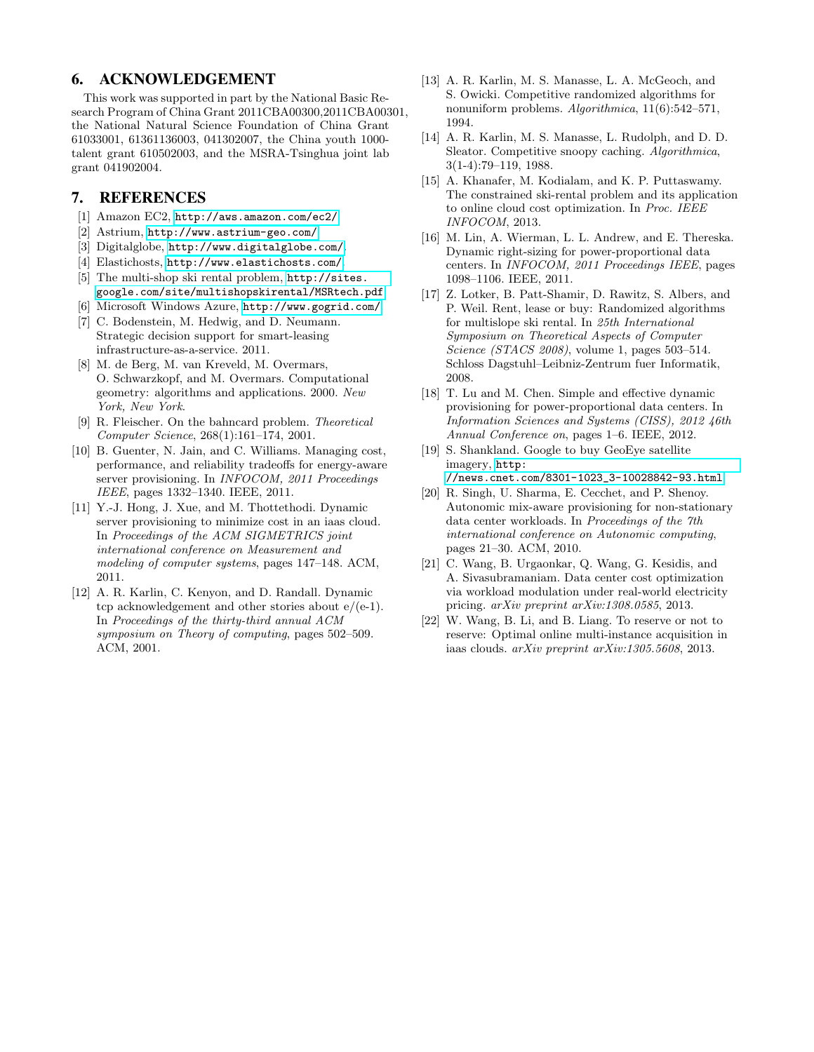## 6. ACKNOWLEDGEMENT

This work was supported in part by the National Basic Research Program of China Grant 2011CBA00300,2011CBA00301, the National Natural Science Foundation of China Grant 61033001, 61361136003, 041302007, the China youth 1000-talent grant 610502003, and the MSRA-Tsinghua joint lab grant 041902004.

## 7. REFERENCES

[1] Amazon EC2, http://aws.amazon.com/ec2/.

[2] Astrium, http://www.astrium-geo.com/.

[3] Digitalglobe, http://www.digitalglobe.com/.

[4] Elastichosts, http://www.elastichosts.com/.

[5] The multi-shop ski rental problem, http://sites.google.com/site/multishopskirental/MSRtech.pdf.

[6] Microsoft Windows Azure, http://www.gogrid.com/.

[7] C. Bodenstein, M. Hedwig, and D. Neumann. Strategic decision support for smart-leasing infrastructure-as-a-service. 2011.

[8] M. de Berg, M. van Kreveld, M. Overmars, O. Schwarzkopf, and M. Overmars. Computational geometry: algorithms and applications. 2000. *New York, New York*.

[9] R. Fleischer. On the bahncard problem. *Theoretical Computer Science*, 268(1):161–174, 2001.

[10] B. Guenter, N. Jain, and C. Williams. Managing cost, performance, and reliability tradeoffs for energy-aware server provisioning. In *INFOCOM, 2011 Proceedings IEEE*, pages 1332–1340. IEEE, 2011.

[11] Y.-J. Hong, J. Xue, and M. Thottethodi. Dynamic server provisioning to minimize cost in an iaas cloud. In *Proceedings of the ACM SIGMETRICS joint international conference on Measurement and modeling of computer systems*, pages 147–148. ACM, 2011.

[12] A. R. Karlin, C. Kenyon, and D. Randall. Dynamic tcp acknowledgement and other stories about e/(e-1). In *Proceedings of the thirty-third annual ACM symposium on Theory of computing*, pages 502–509. ACM, 2001.

[13] A. R. Karlin, M. S. Manasse, L. A. McGeoch, and S. Owicki. Competitive randomized algorithms for nonuniform problems. *Algorithmica*, 11(6):542–571, 1994.

[14] A. R. Karlin, M. S. Manasse, L. Rudolph, and D. D. Sleator. Competitive snoopy caching. *Algorithmica*, 3(1-4):79–119, 1988.

[15] A. Khanafer, M. Kodialam, and K. P. Puttaswamy. The constrained ski-rental problem and its application to online cloud cost optimization. In *Proc. IEEE INFOCOM*, 2013.

[16] M. Lin, A. Wierman, L. L. Andrew, and E. Thereska. Dynamic right-sizing for power-proportional data centers. In *INFOCOM, 2011 Proceedings IEEE*, pages 1098–1106. IEEE, 2011.

[17] Z. Lotker, B. Patt-Shamir, D. Rawitz, S. Albers, and P. Weil. Rent, lease or buy: Randomized algorithms for multislope ski rental. In *25th International Symposium on Theoretical Aspects of Computer Science (STACS 2008)*, volume 1, pages 503–514. Schloss Dagstuhl–Leibniz-Zentrum fuer Informatik, 2008.

[18] T. Lu and M. Chen. Simple and effective dynamic provisioning for power-proportional data centers. In *Information Sciences and Systems (CISS), 2012 46th Annual Conference on*, pages 1–6. IEEE, 2012.

[19] S. Shankland. Google to buy GeoEye satellite imagery, http://news.cnet.com/8301-1023_3-10028842-93.html.

[20] R. Singh, U. Sharma, E. Cecchet, and P. Shenoy. Autonomic mix-aware provisioning for non-stationary data center workloads. In *Proceedings of the 7th international conference on Autonomic computing*, pages 21–30. ACM, 2010.

[21] C. Wang, B. Urgaonkar, Q. Wang, G. Kesidis, and A. Sivasubramaniam. Data center cost optimization via workload modulation under real-world electricity pricing. *arXiv preprint arXiv:1308.0585*, 2013.

[22] W. Wang, B. Li, and B. Liang. To reserve or not to reserve: Optimal online multi-instance acquisition in iaas clouds. *arXiv preprint arXiv:1305.5608*, 2013.